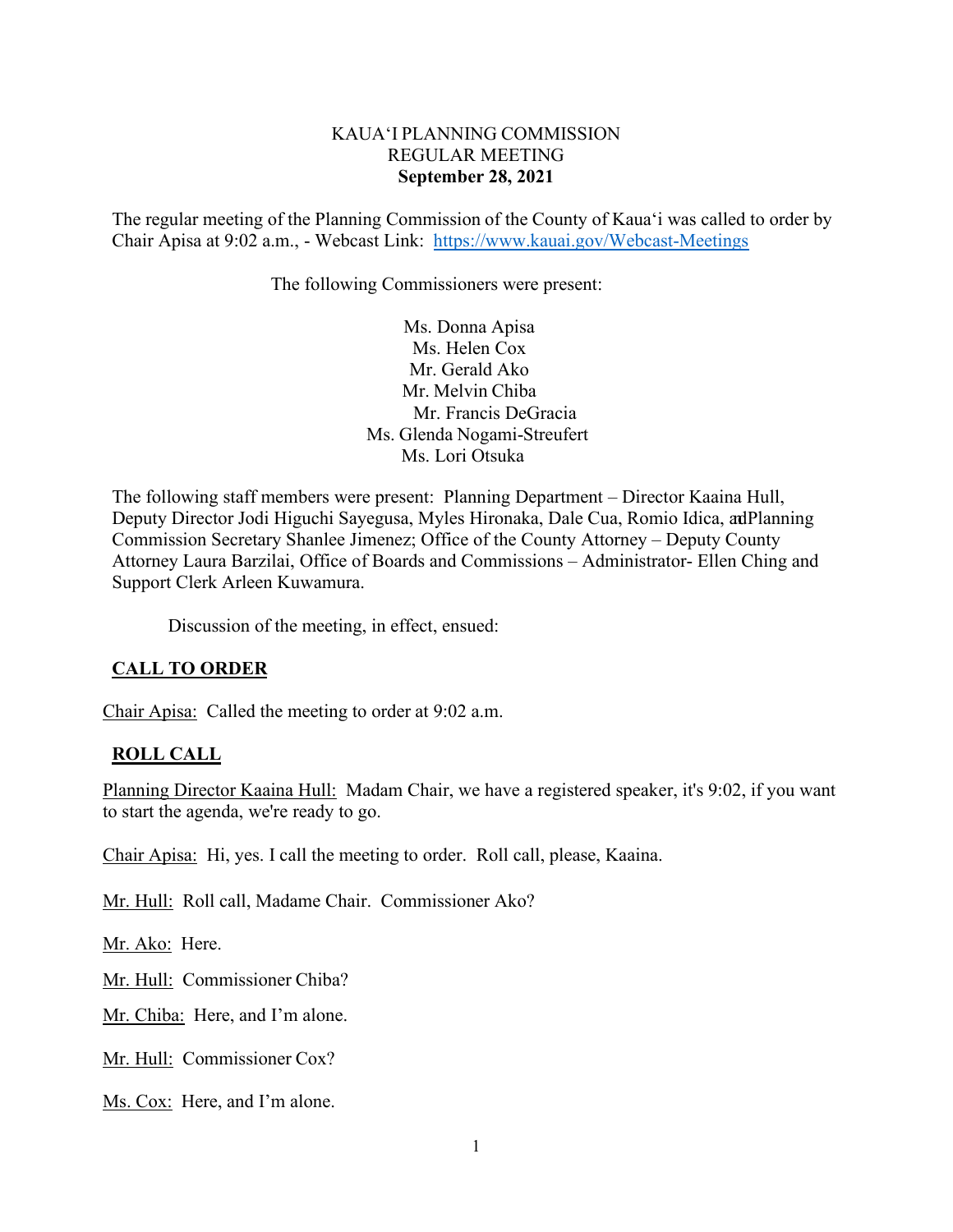KAUAʻI PLANNING COMMISSION
REGULAR MEETING
**September 28, 2021**

The regular meeting of the Planning Commission of the County of Kauaʻi was called to order by Chair Apisa at 9:02 a.m., - Webcast Link: https://www.kauai.gov/Webcast-Meetings

The following Commissioners were present:

Ms. Donna Apisa
Ms. Helen Cox
Mr. Gerald Ako
Mr. Melvin Chiba
Mr. Francis DeGracia
Ms. Glenda Nogami-Streufert
Ms. Lori Otsuka

The following staff members were present: Planning Department – Director Kaaina Hull, Deputy Director Jodi Higuchi Sayegusa, Myles Hironaka, Dale Cua, Romio Idica, and Planning Commission Secretary Shanlee Jimenez; Office of the County Attorney – Deputy County Attorney Laura Barzilai, Office of Boards and Commissions – Administrator- Ellen Ching and Support Clerk Arleen Kuwamura.

Discussion of the meeting, in effect, ensued:

## CALL TO ORDER

Chair Apisa: Called the meeting to order at 9:02 a.m.

## ROLL CALL

Planning Director Kaaina Hull: Madam Chair, we have a registered speaker, it's 9:02, if you want to start the agenda, we're ready to go.

Chair Apisa: Hi, yes. I call the meeting to order. Roll call, please, Kaaina.

Mr. Hull: Roll call, Madame Chair. Commissioner Ako?

Mr. Ako: Here.

Mr. Hull: Commissioner Chiba?

Mr. Chiba: Here, and I'm alone.

Mr. Hull: Commissioner Cox?

Ms. Cox: Here, and I'm alone.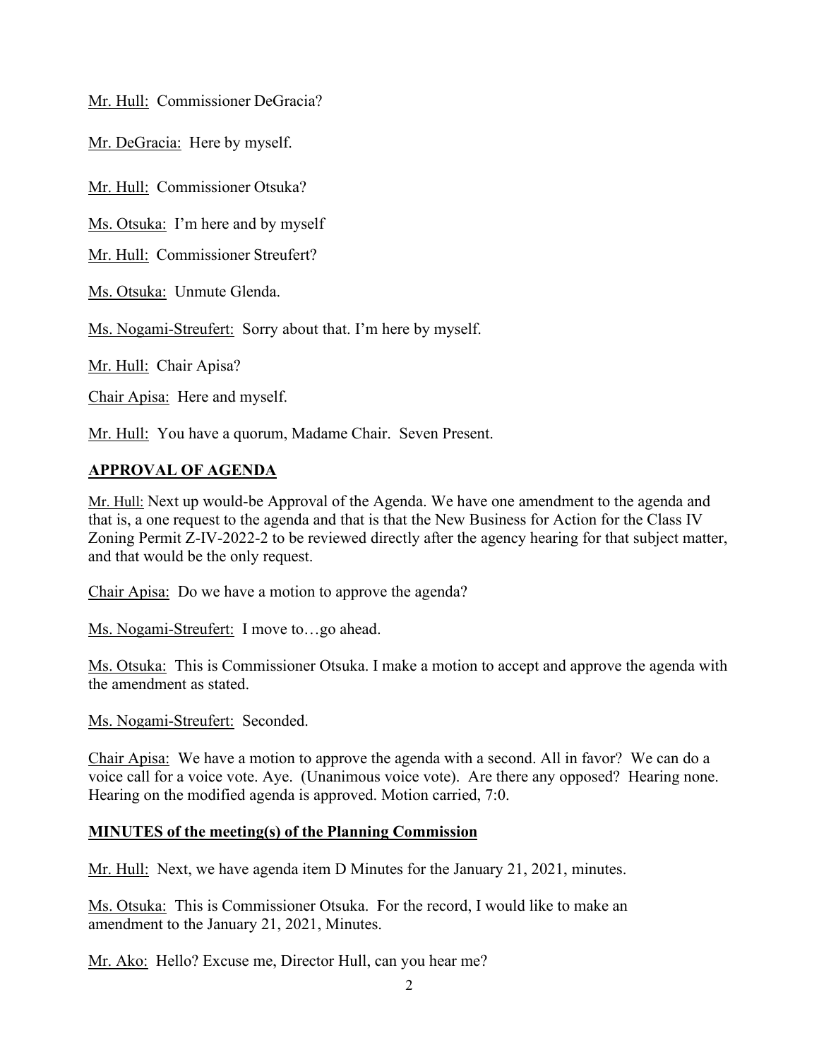Mr. Hull: Commissioner DeGracia?

Mr. DeGracia: Here by myself.

Mr. Hull: Commissioner Otsuka?

Ms. Otsuka: I'm here and by myself

Mr. Hull: Commissioner Streufert?

Ms. Otsuka: Unmute Glenda.

Ms. Nogami-Streufert: Sorry about that. I'm here by myself.

Mr. Hull: Chair Apisa?

Chair Apisa: Here and myself.

Mr. Hull: You have a quorum, Madame Chair. Seven Present.

## APPROVAL OF AGENDA

Mr. Hull: Next up would-be Approval of the Agenda. We have one amendment to the agenda and that is, a one request to the agenda and that is that the New Business for Action for the Class IV Zoning Permit Z-IV-2022-2 to be reviewed directly after the agency hearing for that subject matter, and that would be the only request.

Chair Apisa: Do we have a motion to approve the agenda?

Ms. Nogami-Streufert: I move to…go ahead.

Ms. Otsuka: This is Commissioner Otsuka. I make a motion to accept and approve the agenda with the amendment as stated.

Ms. Nogami-Streufert: Seconded.

Chair Apisa: We have a motion to approve the agenda with a second. All in favor? We can do a voice call for a voice vote. Aye. (Unanimous voice vote). Are there any opposed? Hearing none. Hearing on the modified agenda is approved. Motion carried, 7:0.

## MINUTES of the meeting(s) of the Planning Commission

Mr. Hull: Next, we have agenda item D Minutes for the January 21, 2021, minutes.

Ms. Otsuka: This is Commissioner Otsuka. For the record, I would like to make an amendment to the January 21, 2021, Minutes.

Mr. Ako: Hello? Excuse me, Director Hull, can you hear me?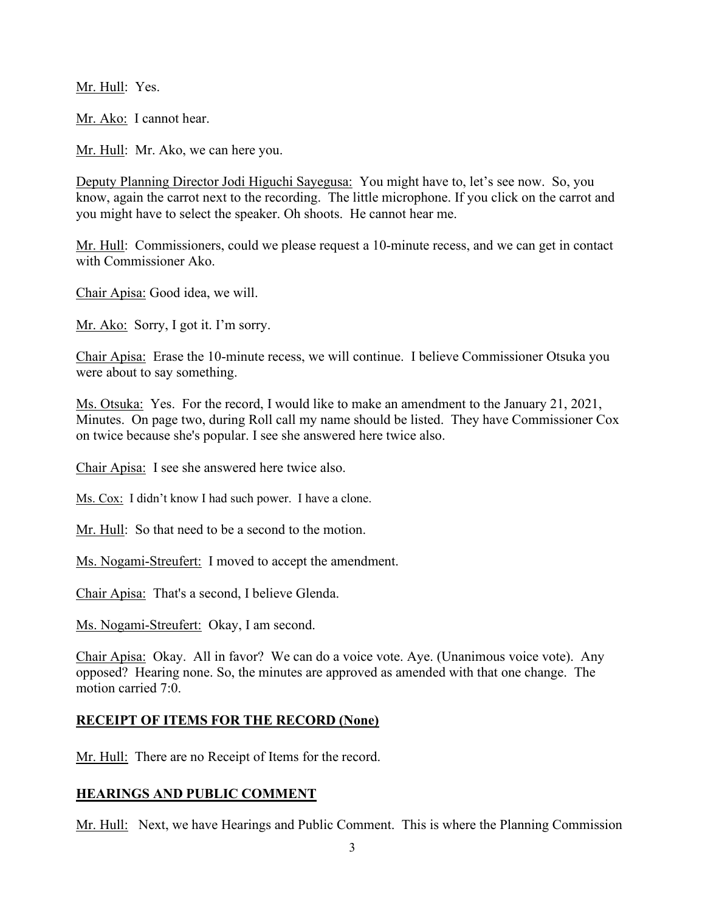Mr. Hull: Yes.

Mr. Ako: I cannot hear.

Mr. Hull: Mr. Ako, we can here you.

Deputy Planning Director Jodi Higuchi Sayegusa: You might have to, let's see now. So, you know, again the carrot next to the recording. The little microphone. If you click on the carrot and you might have to select the speaker. Oh shoots. He cannot hear me.

Mr. Hull: Commissioners, could we please request a 10-minute recess, and we can get in contact with Commissioner Ako.

Chair Apisa: Good idea, we will.

Mr. Ako: Sorry, I got it. I'm sorry.

Chair Apisa: Erase the 10-minute recess, we will continue. I believe Commissioner Otsuka you were about to say something.

Ms. Otsuka: Yes. For the record, I would like to make an amendment to the January 21, 2021, Minutes. On page two, during Roll call my name should be listed. They have Commissioner Cox on twice because she's popular. I see she answered here twice also.

Chair Apisa: I see she answered here twice also.

Ms. Cox: I didn't know I had such power. I have a clone.

Mr. Hull: So that need to be a second to the motion.

Ms. Nogami-Streufert: I moved to accept the amendment.

Chair Apisa: That's a second, I believe Glenda.

Ms. Nogami-Streufert: Okay, I am second.

Chair Apisa: Okay. All in favor? We can do a voice vote. Aye. (Unanimous voice vote). Any opposed? Hearing none. So, the minutes are approved as amended with that one change. The motion carried 7:0.

## RECEIPT OF ITEMS FOR THE RECORD (None)

Mr. Hull: There are no Receipt of Items for the record.

## HEARINGS AND PUBLIC COMMENT

Mr. Hull: Next, we have Hearings and Public Comment. This is where the Planning Commission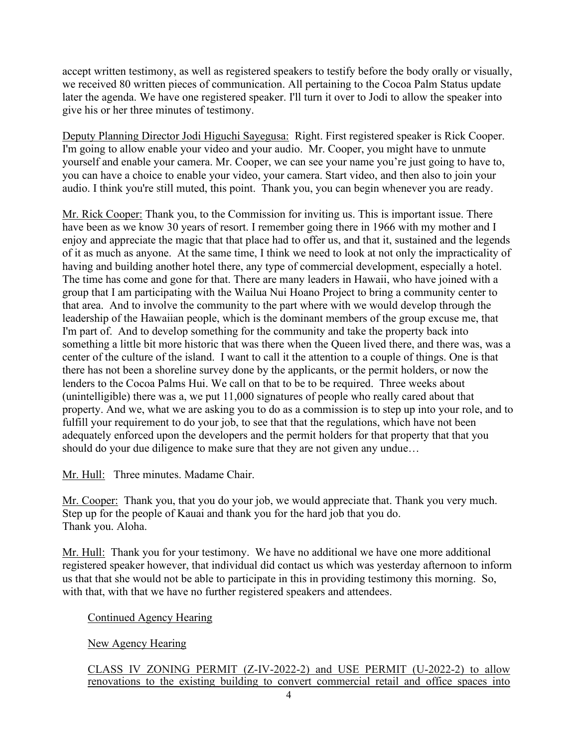accept written testimony, as well as registered speakers to testify before the body orally or visually, we received 80 written pieces of communication. All pertaining to the Cocoa Palm Status update later the agenda. We have one registered speaker. I'll turn it over to Jodi to allow the speaker into give his or her three minutes of testimony.

<u>Deputy Planning Director Jodi Higuchi Sayegusa:</u> Right. First registered speaker is Rick Cooper. I'm going to allow enable your video and your audio. Mr. Cooper, you might have to unmute yourself and enable your camera. Mr. Cooper, we can see your name you're just going to have to, you can have a choice to enable your video, your camera. Start video, and then also to join your audio. I think you're still muted, this point. Thank you, you can begin whenever you are ready.

<u>Mr. Rick Cooper:</u> Thank you, to the Commission for inviting us. This is important issue. There have been as we know 30 years of resort. I remember going there in 1966 with my mother and I enjoy and appreciate the magic that that place had to offer us, and that it, sustained and the legends of it as much as anyone. At the same time, I think we need to look at not only the impracticality of having and building another hotel there, any type of commercial development, especially a hotel. The time has come and gone for that. There are many leaders in Hawaii, who have joined with a group that I am participating with the Wailua Nui Hoano Project to bring a community center to that area. And to involve the community to the part where with we would develop through the leadership of the Hawaiian people, which is the dominant members of the group excuse me, that I'm part of. And to develop something for the community and take the property back into something a little bit more historic that was there when the Queen lived there, and there was, was a center of the culture of the island. I want to call it the attention to a couple of things. One is that there has not been a shoreline survey done by the applicants, or the permit holders, or now the lenders to the Cocoa Palms Hui. We call on that to be to be required. Three weeks about (unintelligible) there was a, we put 11,000 signatures of people who really cared about that property. And we, what we are asking you to do as a commission is to step up into your role, and to fulfill your requirement to do your job, to see that that the regulations, which have not been adequately enforced upon the developers and the permit holders for that property that that you should do your due diligence to make sure that they are not given any undue…

<u>Mr. Hull:</u> Three minutes. Madame Chair.

<u>Mr. Cooper:</u> Thank you, that you do your job, we would appreciate that. Thank you very much. Step up for the people of Kauai and thank you for the hard job that you do.
Thank you. Aloha.

<u>Mr. Hull:</u> Thank you for your testimony. We have no additional we have one more additional registered speaker however, that individual did contact us which was yesterday afternoon to inform us that that she would not be able to participate in this in providing testimony this morning. So, with that, with that we have no further registered speakers and attendees.

<u>Continued Agency Hearing</u>

<u>New Agency Hearing</u>

<u>CLASS IV ZONING PERMIT (Z-IV-2022-2) and USE PERMIT (U-2022-2) to allow renovations to the existing building to convert commercial retail and office spaces into</u>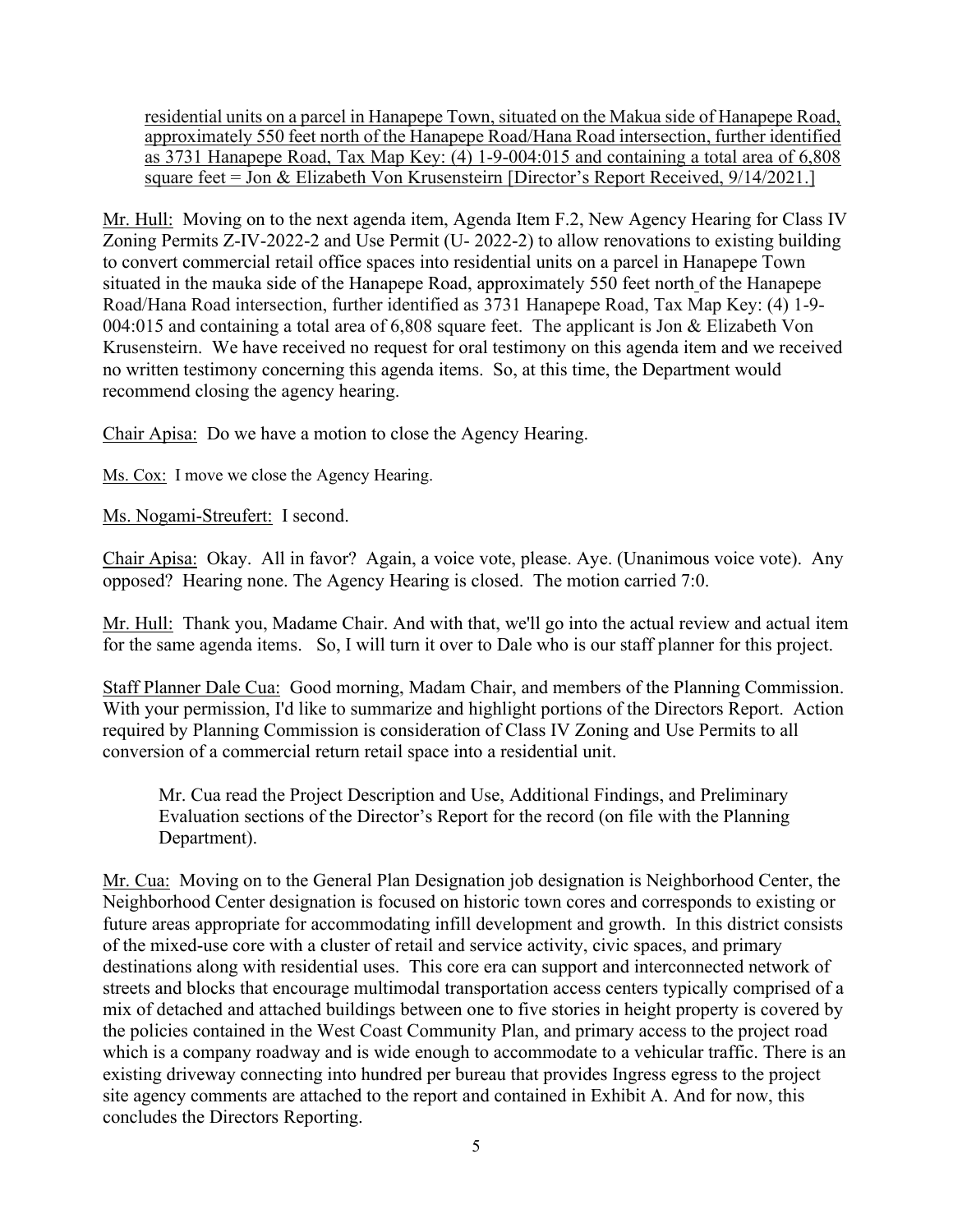residential units on a parcel in Hanapepe Town, situated on the Makua side of Hanapepe Road, approximately 550 feet north of the Hanapepe Road/Hana Road intersection, further identified as 3731 Hanapepe Road, Tax Map Key: (4) 1-9-004:015 and containing a total area of 6,808 square feet = Jon & Elizabeth Von Krusensteirn [Director's Report Received, 9/14/2021.]

Mr. Hull: Moving on to the next agenda item, Agenda Item F.2, New Agency Hearing for Class IV Zoning Permits Z-IV-2022-2 and Use Permit (U- 2022-2) to allow renovations to existing building to convert commercial retail office spaces into residential units on a parcel in Hanapepe Town situated in the mauka side of the Hanapepe Road, approximately 550 feet north of the Hanapepe Road/Hana Road intersection, further identified as 3731 Hanapepe Road, Tax Map Key: (4) 1-9-004:015 and containing a total area of 6,808 square feet. The applicant is Jon & Elizabeth Von Krusensteirn. We have received no request for oral testimony on this agenda item and we received no written testimony concerning this agenda items. So, at this time, the Department would recommend closing the agency hearing.

Chair Apisa: Do we have a motion to close the Agency Hearing.

Ms. Cox: I move we close the Agency Hearing.

Ms. Nogami-Streufert: I second.

Chair Apisa: Okay. All in favor? Again, a voice vote, please. Aye. (Unanimous voice vote). Any opposed? Hearing none. The Agency Hearing is closed. The motion carried 7:0.

Mr. Hull: Thank you, Madame Chair. And with that, we'll go into the actual review and actual item for the same agenda items. So, I will turn it over to Dale who is our staff planner for this project.

Staff Planner Dale Cua: Good morning, Madam Chair, and members of the Planning Commission. With your permission, I'd like to summarize and highlight portions of the Directors Report. Action required by Planning Commission is consideration of Class IV Zoning and Use Permits to all conversion of a commercial return retail space into a residential unit.

> Mr. Cua read the Project Description and Use, Additional Findings, and Preliminary Evaluation sections of the Director's Report for the record (on file with the Planning Department).

Mr. Cua: Moving on to the General Plan Designation job designation is Neighborhood Center, the Neighborhood Center designation is focused on historic town cores and corresponds to existing or future areas appropriate for accommodating infill development and growth. In this district consists of the mixed-use core with a cluster of retail and service activity, civic spaces, and primary destinations along with residential uses. This core era can support and interconnected network of streets and blocks that encourage multimodal transportation access centers typically comprised of a mix of detached and attached buildings between one to five stories in height property is covered by the policies contained in the West Coast Community Plan, and primary access to the project road which is a company roadway and is wide enough to accommodate to a vehicular traffic. There is an existing driveway connecting into hundred per bureau that provides Ingress egress to the project site agency comments are attached to the report and contained in Exhibit A. And for now, this concludes the Directors Reporting.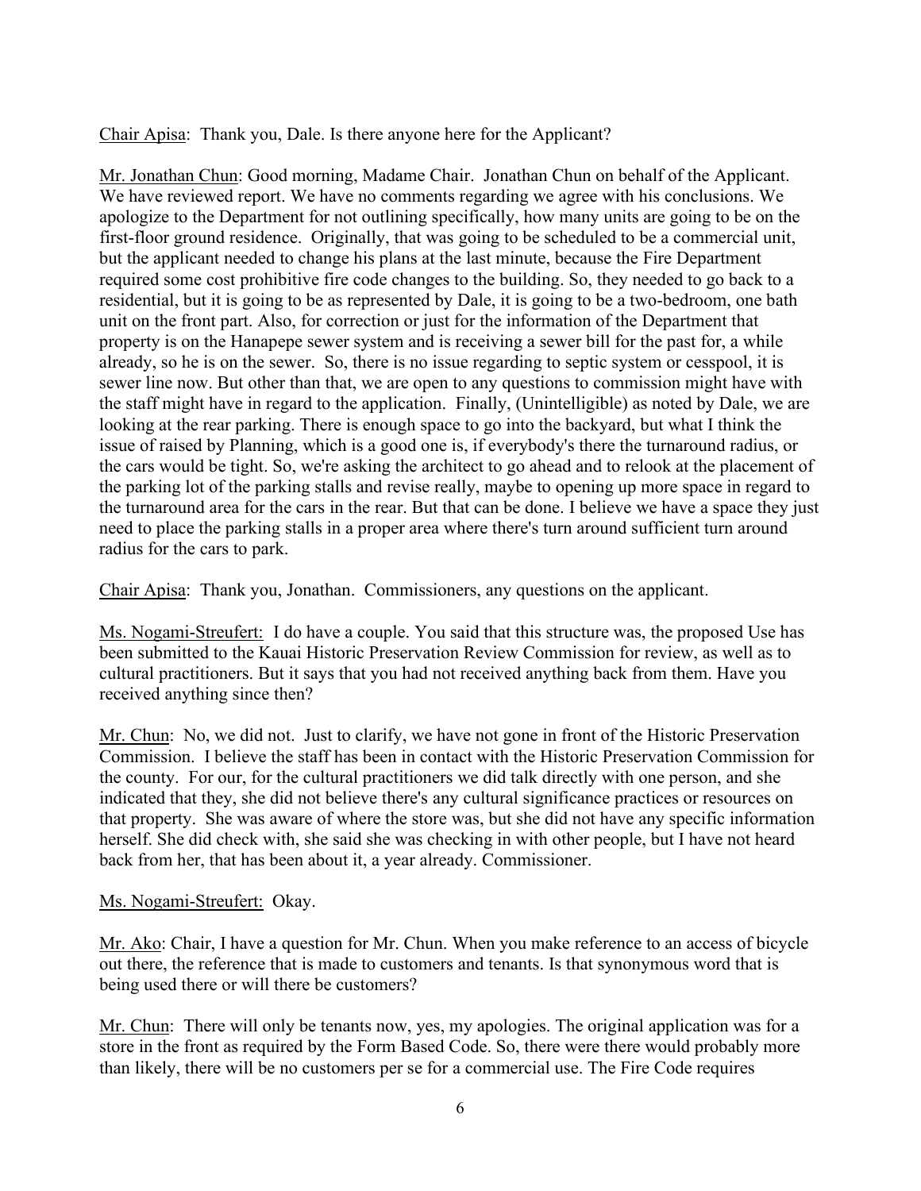Chair Apisa: Thank you, Dale. Is there anyone here for the Applicant?

Mr. Jonathan Chun: Good morning, Madame Chair. Jonathan Chun on behalf of the Applicant. We have reviewed report. We have no comments regarding we agree with his conclusions. We apologize to the Department for not outlining specifically, how many units are going to be on the first-floor ground residence. Originally, that was going to be scheduled to be a commercial unit, but the applicant needed to change his plans at the last minute, because the Fire Department required some cost prohibitive fire code changes to the building. So, they needed to go back to a residential, but it is going to be as represented by Dale, it is going to be a two-bedroom, one bath unit on the front part. Also, for correction or just for the information of the Department that property is on the Hanapepe sewer system and is receiving a sewer bill for the past for, a while already, so he is on the sewer. So, there is no issue regarding to septic system or cesspool, it is sewer line now. But other than that, we are open to any questions to commission might have with the staff might have in regard to the application. Finally, (Unintelligible) as noted by Dale, we are looking at the rear parking. There is enough space to go into the backyard, but what I think the issue of raised by Planning, which is a good one is, if everybody's there the turnaround radius, or the cars would be tight. So, we're asking the architect to go ahead and to relook at the placement of the parking lot of the parking stalls and revise really, maybe to opening up more space in regard to the turnaround area for the cars in the rear. But that can be done. I believe we have a space they just need to place the parking stalls in a proper area where there's turn around sufficient turn around radius for the cars to park.

Chair Apisa: Thank you, Jonathan. Commissioners, any questions on the applicant.

Ms. Nogami-Streufert: I do have a couple. You said that this structure was, the proposed Use has been submitted to the Kauai Historic Preservation Review Commission for review, as well as to cultural practitioners. But it says that you had not received anything back from them. Have you received anything since then?

Mr. Chun: No, we did not. Just to clarify, we have not gone in front of the Historic Preservation Commission. I believe the staff has been in contact with the Historic Preservation Commission for the county. For our, for the cultural practitioners we did talk directly with one person, and she indicated that they, she did not believe there's any cultural significance practices or resources on that property. She was aware of where the store was, but she did not have any specific information herself. She did check with, she said she was checking in with other people, but I have not heard back from her, that has been about it, a year already. Commissioner.

Ms. Nogami-Streufert: Okay.

Mr. Ako: Chair, I have a question for Mr. Chun. When you make reference to an access of bicycle out there, the reference that is made to customers and tenants. Is that synonymous word that is being used there or will there be customers?

Mr. Chun: There will only be tenants now, yes, my apologies. The original application was for a store in the front as required by the Form Based Code. So, there were there would probably more than likely, there will be no customers per se for a commercial use. The Fire Code requires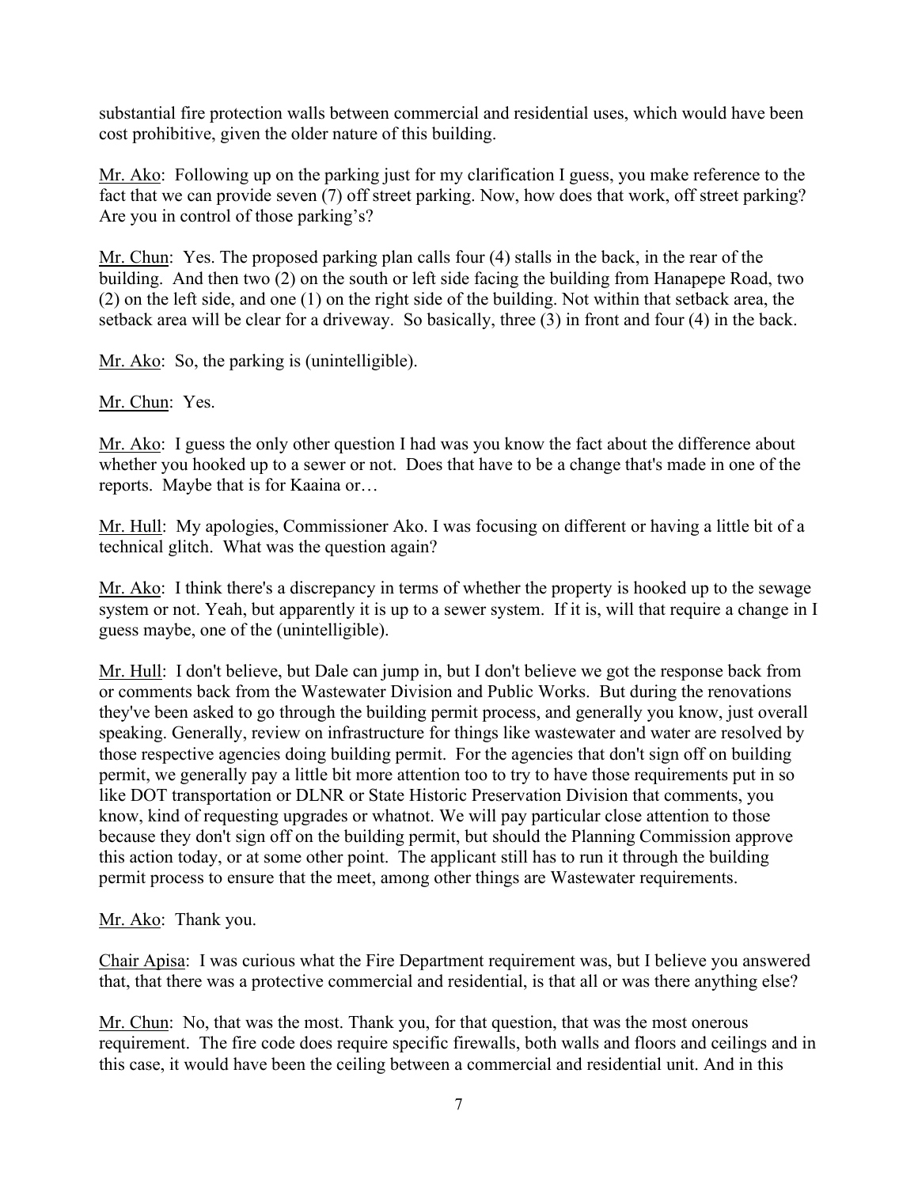substantial fire protection walls between commercial and residential uses, which would have been cost prohibitive, given the older nature of this building.

Mr. Ako: Following up on the parking just for my clarification I guess, you make reference to the fact that we can provide seven (7) off street parking. Now, how does that work, off street parking? Are you in control of those parking's?

Mr. Chun: Yes. The proposed parking plan calls four (4) stalls in the back, in the rear of the building. And then two (2) on the south or left side facing the building from Hanapepe Road, two (2) on the left side, and one (1) on the right side of the building. Not within that setback area, the setback area will be clear for a driveway. So basically, three (3) in front and four (4) in the back.

Mr. Ako: So, the parking is (unintelligible).

Mr. Chun: Yes.

Mr. Ako: I guess the only other question I had was you know the fact about the difference about whether you hooked up to a sewer or not. Does that have to be a change that's made in one of the reports. Maybe that is for Kaaina or…

Mr. Hull: My apologies, Commissioner Ako. I was focusing on different or having a little bit of a technical glitch. What was the question again?

Mr. Ako: I think there's a discrepancy in terms of whether the property is hooked up to the sewage system or not. Yeah, but apparently it is up to a sewer system. If it is, will that require a change in I guess maybe, one of the (unintelligible).

Mr. Hull: I don't believe, but Dale can jump in, but I don't believe we got the response back from or comments back from the Wastewater Division and Public Works. But during the renovations they've been asked to go through the building permit process, and generally you know, just overall speaking. Generally, review on infrastructure for things like wastewater and water are resolved by those respective agencies doing building permit. For the agencies that don't sign off on building permit, we generally pay a little bit more attention too to try to have those requirements put in so like DOT transportation or DLNR or State Historic Preservation Division that comments, you know, kind of requesting upgrades or whatnot. We will pay particular close attention to those because they don't sign off on the building permit, but should the Planning Commission approve this action today, or at some other point. The applicant still has to run it through the building permit process to ensure that the meet, among other things are Wastewater requirements.

Mr. Ako: Thank you.

Chair Apisa: I was curious what the Fire Department requirement was, but I believe you answered that, that there was a protective commercial and residential, is that all or was there anything else?

Mr. Chun: No, that was the most. Thank you, for that question, that was the most onerous requirement. The fire code does require specific firewalls, both walls and floors and ceilings and in this case, it would have been the ceiling between a commercial and residential unit. And in this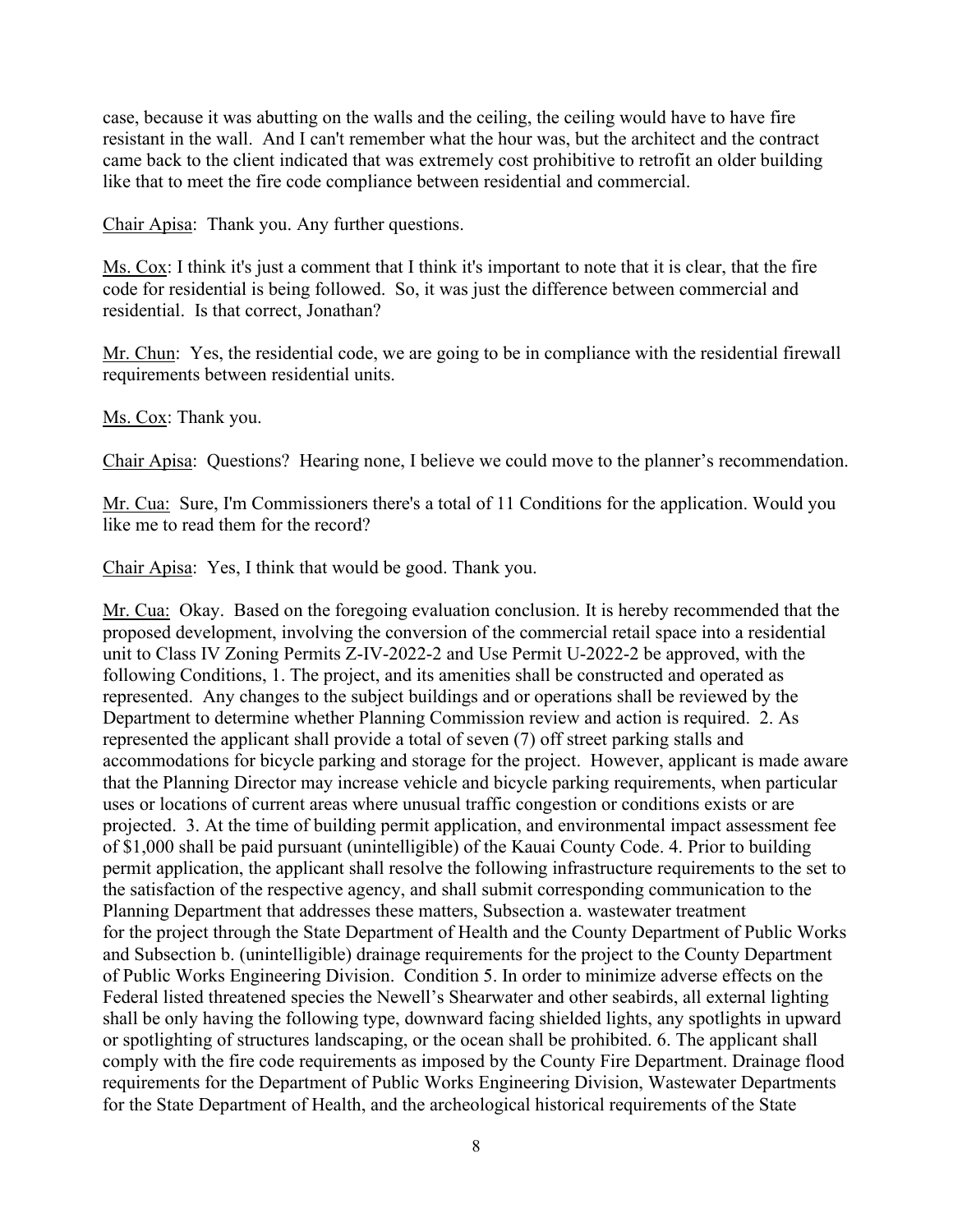case, because it was abutting on the walls and the ceiling, the ceiling would have to have fire resistant in the wall. And I can't remember what the hour was, but the architect and the contract came back to the client indicated that was extremely cost prohibitive to retrofit an older building like that to meet the fire code compliance between residential and commercial.

<u>Chair Apisa</u>: Thank you. Any further questions.

<u>Ms. Cox</u>: I think it's just a comment that I think it's important to note that it is clear, that the fire code for residential is being followed. So, it was just the difference between commercial and residential. Is that correct, Jonathan?

<u>Mr. Chun</u>: Yes, the residential code, we are going to be in compliance with the residential firewall requirements between residential units.

<u>Ms. Cox</u>: Thank you.

<u>Chair Apisa</u>: Questions? Hearing none, I believe we could move to the planner's recommendation.

<u>Mr. Cua:</u> Sure, I'm Commissioners there's a total of 11 Conditions for the application. Would you like me to read them for the record?

<u>Chair Apisa</u>: Yes, I think that would be good. Thank you.

<u>Mr. Cua:</u> Okay. Based on the foregoing evaluation conclusion. It is hereby recommended that the proposed development, involving the conversion of the commercial retail space into a residential unit to Class IV Zoning Permits Z-IV-2022-2 and Use Permit U-2022-2 be approved, with the following Conditions, 1. The project, and its amenities shall be constructed and operated as represented. Any changes to the subject buildings and or operations shall be reviewed by the Department to determine whether Planning Commission review and action is required. 2. As represented the applicant shall provide a total of seven (7) off street parking stalls and accommodations for bicycle parking and storage for the project. However, applicant is made aware that the Planning Director may increase vehicle and bicycle parking requirements, when particular uses or locations of current areas where unusual traffic congestion or conditions exists or are projected. 3. At the time of building permit application, and environmental impact assessment fee of $1,000 shall be paid pursuant (unintelligible) of the Kauai County Code. 4. Prior to building permit application, the applicant shall resolve the following infrastructure requirements to the set to the satisfaction of the respective agency, and shall submit corresponding communication to the Planning Department that addresses these matters, Subsection a. wastewater treatment for the project through the State Department of Health and the County Department of Public Works and Subsection b. (unintelligible) drainage requirements for the project to the County Department of Public Works Engineering Division. Condition 5. In order to minimize adverse effects on the Federal listed threatened species the Newell's Shearwater and other seabirds, all external lighting shall be only having the following type, downward facing shielded lights, any spotlights in upward or spotlighting of structures landscaping, or the ocean shall be prohibited. 6. The applicant shall comply with the fire code requirements as imposed by the County Fire Department. Drainage flood requirements for the Department of Public Works Engineering Division, Wastewater Departments for the State Department of Health, and the archeological historical requirements of the State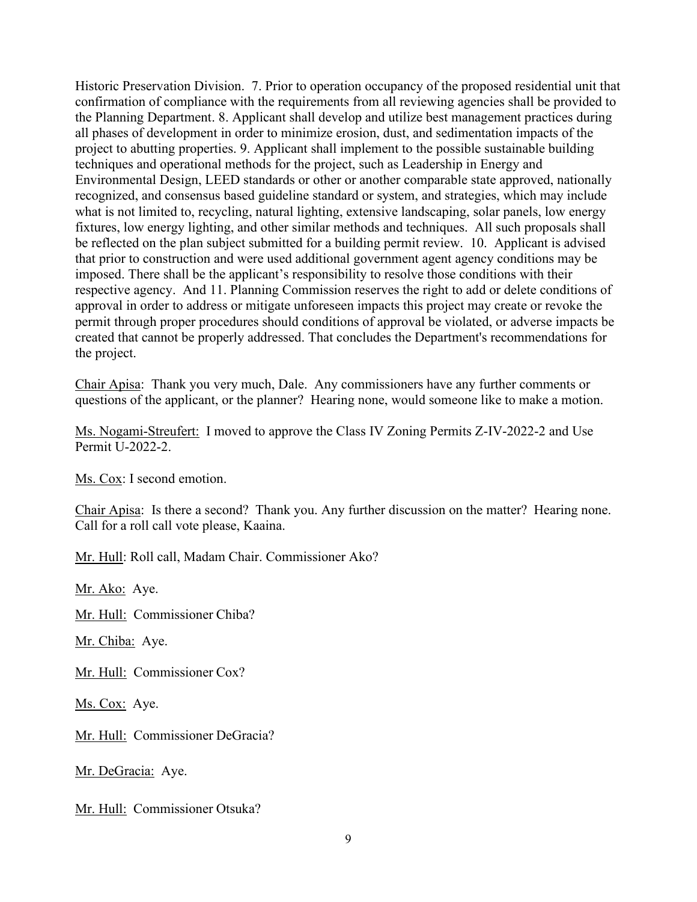Historic Preservation Division. 7. Prior to operation occupancy of the proposed residential unit that confirmation of compliance with the requirements from all reviewing agencies shall be provided to the Planning Department. 8. Applicant shall develop and utilize best management practices during all phases of development in order to minimize erosion, dust, and sedimentation impacts of the project to abutting properties. 9. Applicant shall implement to the possible sustainable building techniques and operational methods for the project, such as Leadership in Energy and Environmental Design, LEED standards or other or another comparable state approved, nationally recognized, and consensus based guideline standard or system, and strategies, which may include what is not limited to, recycling, natural lighting, extensive landscaping, solar panels, low energy fixtures, low energy lighting, and other similar methods and techniques. All such proposals shall be reflected on the plan subject submitted for a building permit review. 10. Applicant is advised that prior to construction and were used additional government agent agency conditions may be imposed. There shall be the applicant's responsibility to resolve those conditions with their respective agency. And 11. Planning Commission reserves the right to add or delete conditions of approval in order to address or mitigate unforeseen impacts this project may create or revoke the permit through proper procedures should conditions of approval be violated, or adverse impacts be created that cannot be properly addressed. That concludes the Department's recommendations for the project.

Chair Apisa: Thank you very much, Dale. Any commissioners have any further comments or questions of the applicant, or the planner? Hearing none, would someone like to make a motion.

Ms. Nogami-Streufert: I moved to approve the Class IV Zoning Permits Z-IV-2022-2 and Use Permit U-2022-2.

Ms. Cox: I second emotion.

Chair Apisa: Is there a second? Thank you. Any further discussion on the matter? Hearing none. Call for a roll call vote please, Kaaina.

Mr. Hull: Roll call, Madam Chair. Commissioner Ako?

Mr. Ako: Aye.

Mr. Hull: Commissioner Chiba?

Mr. Chiba: Aye.

Mr. Hull: Commissioner Cox?

Ms. Cox: Aye.

Mr. Hull: Commissioner DeGracia?

Mr. DeGracia: Aye.

Mr. Hull: Commissioner Otsuka?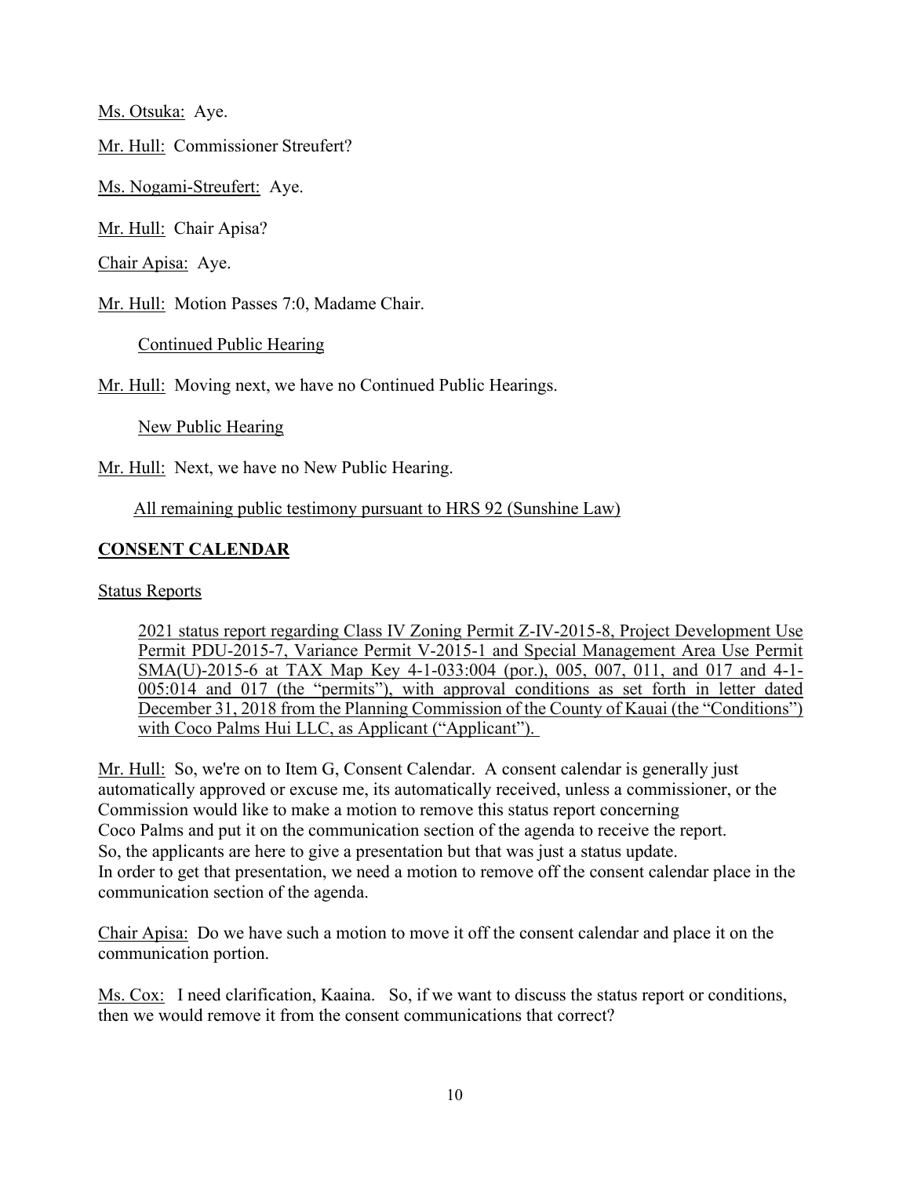Ms. Otsuka: Aye.

Mr. Hull: Commissioner Streufert?

Ms. Nogami-Streufert: Aye.

Mr. Hull: Chair Apisa?

Chair Apisa: Aye.

Mr. Hull: Motion Passes 7:0, Madame Chair.

Continued Public Hearing

Mr. Hull: Moving next, we have no Continued Public Hearings.

New Public Hearing

Mr. Hull: Next, we have no New Public Hearing.

All remaining public testimony pursuant to HRS 92 (Sunshine Law)

**CONSENT CALENDAR**

Status Reports

2021 status report regarding Class IV Zoning Permit Z-IV-2015-8, Project Development Use Permit PDU-2015-7, Variance Permit V-2015-1 and Special Management Area Use Permit SMA(U)-2015-6 at TAX Map Key 4-1-033:004 (por.), 005, 007, 011, and 017 and 4-1-005:014 and 017 (the "permits"), with approval conditions as set forth in letter dated December 31, 2018 from the Planning Commission of the County of Kauai (the "Conditions") with Coco Palms Hui LLC, as Applicant ("Applicant").

Mr. Hull: So, we're on to Item G, Consent Calendar. A consent calendar is generally just automatically approved or excuse me, its automatically received, unless a commissioner, or the Commission would like to make a motion to remove this status report concerning Coco Palms and put it on the communication section of the agenda to receive the report. So, the applicants are here to give a presentation but that was just a status update. In order to get that presentation, we need a motion to remove off the consent calendar place in the communication section of the agenda.

Chair Apisa: Do we have such a motion to move it off the consent calendar and place it on the communication portion.

Ms. Cox: I need clarification, Kaaina. So, if we want to discuss the status report or conditions, then we would remove it from the consent communications that correct?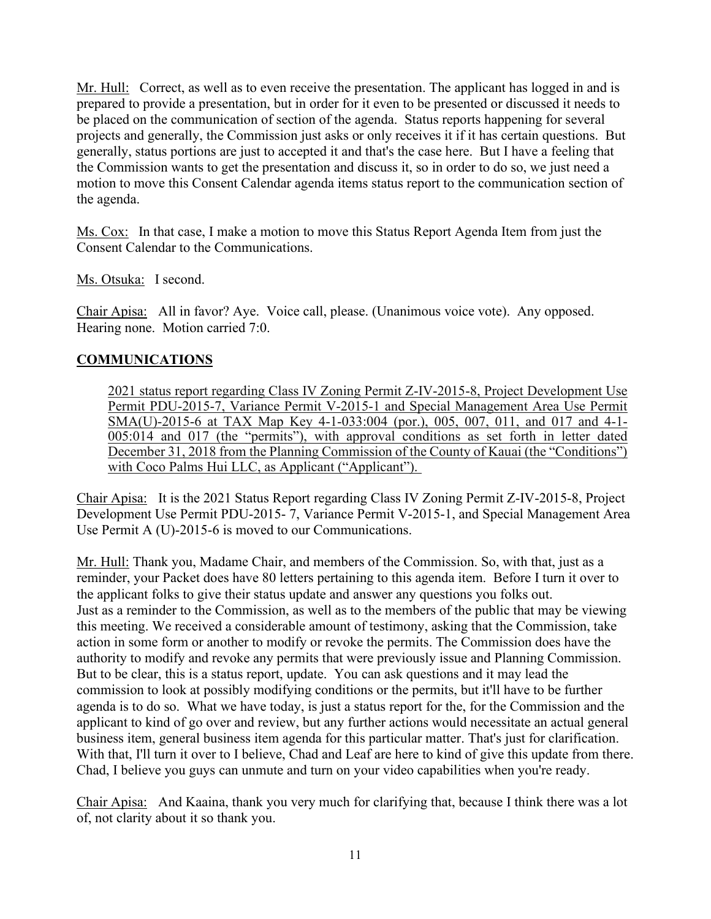Mr. Hull: Correct, as well as to even receive the presentation. The applicant has logged in and is prepared to provide a presentation, but in order for it even to be presented or discussed it needs to be placed on the communication of section of the agenda. Status reports happening for several projects and generally, the Commission just asks or only receives it if it has certain questions. But generally, status portions are just to accepted it and that's the case here. But I have a feeling that the Commission wants to get the presentation and discuss it, so in order to do so, we just need a motion to move this Consent Calendar agenda items status report to the communication section of the agenda.

Ms. Cox: In that case, I make a motion to move this Status Report Agenda Item from just the Consent Calendar to the Communications.

Ms. Otsuka: I second.

Chair Apisa: All in favor? Aye. Voice call, please. (Unanimous voice vote). Any opposed. Hearing none. Motion carried 7:0.

## COMMUNICATIONS

2021 status report regarding Class IV Zoning Permit Z-IV-2015-8, Project Development Use Permit PDU-2015-7, Variance Permit V-2015-1 and Special Management Area Use Permit SMA(U)-2015-6 at TAX Map Key 4-1-033:004 (por.), 005, 007, 011, and 017 and 4-1-005:014 and 017 (the "permits"), with approval conditions as set forth in letter dated December 31, 2018 from the Planning Commission of the County of Kauai (the "Conditions") with Coco Palms Hui LLC, as Applicant ("Applicant").

Chair Apisa: It is the 2021 Status Report regarding Class IV Zoning Permit Z-IV-2015-8, Project Development Use Permit PDU-2015- 7, Variance Permit V-2015-1, and Special Management Area Use Permit A (U)-2015-6 is moved to our Communications.

Mr. Hull: Thank you, Madame Chair, and members of the Commission. So, with that, just as a reminder, your Packet does have 80 letters pertaining to this agenda item. Before I turn it over to the applicant folks to give their status update and answer any questions you folks out. Just as a reminder to the Commission, as well as to the members of the public that may be viewing this meeting. We received a considerable amount of testimony, asking that the Commission, take action in some form or another to modify or revoke the permits. The Commission does have the authority to modify and revoke any permits that were previously issue and Planning Commission. But to be clear, this is a status report, update. You can ask questions and it may lead the commission to look at possibly modifying conditions or the permits, but it'll have to be further agenda is to do so. What we have today, is just a status report for the, for the Commission and the applicant to kind of go over and review, but any further actions would necessitate an actual general business item, general business item agenda for this particular matter. That's just for clarification. With that, I'll turn it over to I believe, Chad and Leaf are here to kind of give this update from there. Chad, I believe you guys can unmute and turn on your video capabilities when you're ready.

Chair Apisa: And Kaaina, thank you very much for clarifying that, because I think there was a lot of, not clarity about it so thank you.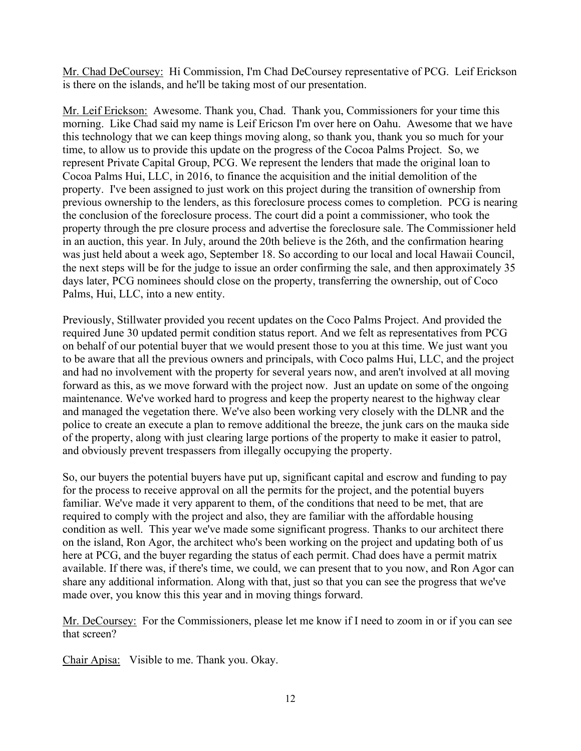Mr. Chad DeCoursey: Hi Commission, I'm Chad DeCoursey representative of PCG. Leif Erickson is there on the islands, and he'll be taking most of our presentation.

Mr. Leif Erickson: Awesome. Thank you, Chad. Thank you, Commissioners for your time this morning. Like Chad said my name is Leif Ericson I'm over here on Oahu. Awesome that we have this technology that we can keep things moving along, so thank you, thank you so much for your time, to allow us to provide this update on the progress of the Cocoa Palms Project. So, we represent Private Capital Group, PCG. We represent the lenders that made the original loan to Cocoa Palms Hui, LLC, in 2016, to finance the acquisition and the initial demolition of the property. I've been assigned to just work on this project during the transition of ownership from previous ownership to the lenders, as this foreclosure process comes to completion. PCG is nearing the conclusion of the foreclosure process. The court did a point a commissioner, who took the property through the pre closure process and advertise the foreclosure sale. The Commissioner held in an auction, this year. In July, around the 20th believe is the 26th, and the confirmation hearing was just held about a week ago, September 18. So according to our local and local Hawaii Council, the next steps will be for the judge to issue an order confirming the sale, and then approximately 35 days later, PCG nominees should close on the property, transferring the ownership, out of Coco Palms, Hui, LLC, into a new entity.

Previously, Stillwater provided you recent updates on the Coco Palms Project. And provided the required June 30 updated permit condition status report. And we felt as representatives from PCG on behalf of our potential buyer that we would present those to you at this time. We just want you to be aware that all the previous owners and principals, with Coco palms Hui, LLC, and the project and had no involvement with the property for several years now, and aren't involved at all moving forward as this, as we move forward with the project now. Just an update on some of the ongoing maintenance. We've worked hard to progress and keep the property nearest to the highway clear and managed the vegetation there. We've also been working very closely with the DLNR and the police to create an execute a plan to remove additional the breeze, the junk cars on the mauka side of the property, along with just clearing large portions of the property to make it easier to patrol, and obviously prevent trespassers from illegally occupying the property.

So, our buyers the potential buyers have put up, significant capital and escrow and funding to pay for the process to receive approval on all the permits for the project, and the potential buyers familiar. We've made it very apparent to them, of the conditions that need to be met, that are required to comply with the project and also, they are familiar with the affordable housing condition as well. This year we've made some significant progress. Thanks to our architect there on the island, Ron Agor, the architect who's been working on the project and updating both of us here at PCG, and the buyer regarding the status of each permit. Chad does have a permit matrix available. If there was, if there's time, we could, we can present that to you now, and Ron Agor can share any additional information. Along with that, just so that you can see the progress that we've made over, you know this this year and in moving things forward.

Mr. DeCoursey: For the Commissioners, please let me know if I need to zoom in or if you can see that screen?

Chair Apisa: Visible to me. Thank you. Okay.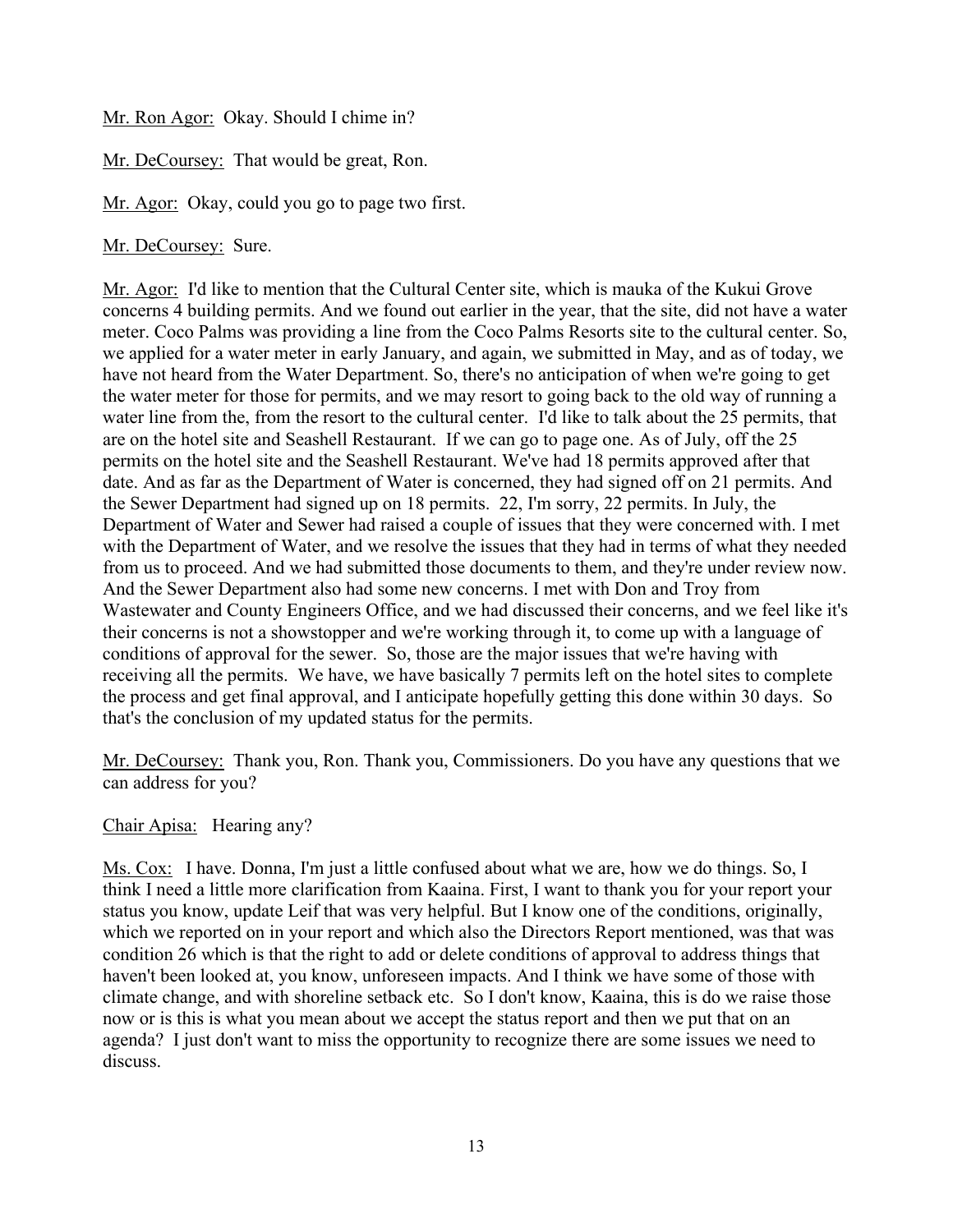Mr. Ron Agor: Okay. Should I chime in?

Mr. DeCoursey: That would be great, Ron.

Mr. Agor: Okay, could you go to page two first.

Mr. DeCoursey: Sure.

Mr. Agor: I'd like to mention that the Cultural Center site, which is mauka of the Kukui Grove concerns 4 building permits. And we found out earlier in the year, that the site, did not have a water meter. Coco Palms was providing a line from the Coco Palms Resorts site to the cultural center. So, we applied for a water meter in early January, and again, we submitted in May, and as of today, we have not heard from the Water Department. So, there's no anticipation of when we're going to get the water meter for those for permits, and we may resort to going back to the old way of running a water line from the, from the resort to the cultural center. I'd like to talk about the 25 permits, that are on the hotel site and Seashell Restaurant. If we can go to page one. As of July, off the 25 permits on the hotel site and the Seashell Restaurant. We've had 18 permits approved after that date. And as far as the Department of Water is concerned, they had signed off on 21 permits. And the Sewer Department had signed up on 18 permits. 22, I'm sorry, 22 permits. In July, the Department of Water and Sewer had raised a couple of issues that they were concerned with. I met with the Department of Water, and we resolve the issues that they had in terms of what they needed from us to proceed. And we had submitted those documents to them, and they're under review now. And the Sewer Department also had some new concerns. I met with Don and Troy from Wastewater and County Engineers Office, and we had discussed their concerns, and we feel like it's their concerns is not a showstopper and we're working through it, to come up with a language of conditions of approval for the sewer. So, those are the major issues that we're having with receiving all the permits. We have, we have basically 7 permits left on the hotel sites to complete the process and get final approval, and I anticipate hopefully getting this done within 30 days. So that's the conclusion of my updated status for the permits.

Mr. DeCoursey: Thank you, Ron. Thank you, Commissioners. Do you have any questions that we can address for you?

Chair Apisa: Hearing any?

Ms. Cox: I have. Donna, I'm just a little confused about what we are, how we do things. So, I think I need a little more clarification from Kaaina. First, I want to thank you for your report your status you know, update Leif that was very helpful. But I know one of the conditions, originally, which we reported on in your report and which also the Directors Report mentioned, was that was condition 26 which is that the right to add or delete conditions of approval to address things that haven't been looked at, you know, unforeseen impacts. And I think we have some of those with climate change, and with shoreline setback etc. So I don't know, Kaaina, this is do we raise those now or is this is what you mean about we accept the status report and then we put that on an agenda? I just don't want to miss the opportunity to recognize there are some issues we need to discuss.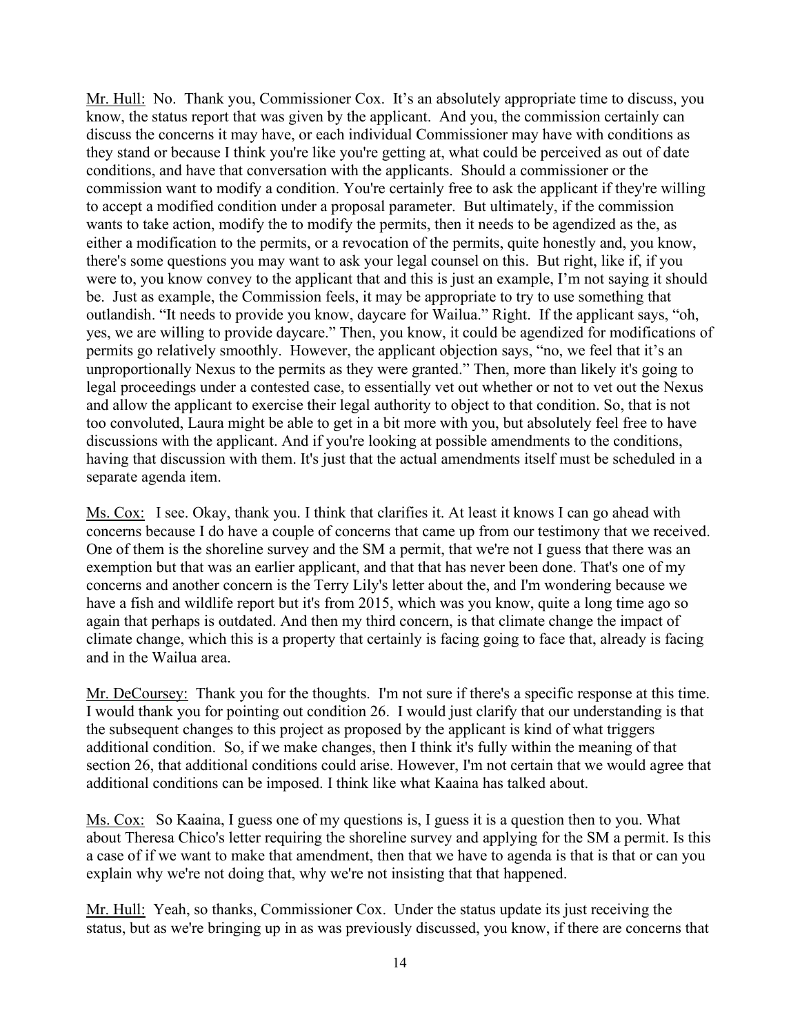Mr. Hull: No. Thank you, Commissioner Cox. It's an absolutely appropriate time to discuss, you know, the status report that was given by the applicant. And you, the commission certainly can discuss the concerns it may have, or each individual Commissioner may have with conditions as they stand or because I think you're like you're getting at, what could be perceived as out of date conditions, and have that conversation with the applicants. Should a commissioner or the commission want to modify a condition. You're certainly free to ask the applicant if they're willing to accept a modified condition under a proposal parameter. But ultimately, if the commission wants to take action, modify the to modify the permits, then it needs to be agendized as the, as either a modification to the permits, or a revocation of the permits, quite honestly and, you know, there's some questions you may want to ask your legal counsel on this. But right, like if, if you were to, you know convey to the applicant that and this is just an example, I'm not saying it should be. Just as example, the Commission feels, it may be appropriate to try to use something that outlandish. "It needs to provide you know, daycare for Wailua." Right. If the applicant says, "oh, yes, we are willing to provide daycare." Then, you know, it could be agendized for modifications of permits go relatively smoothly. However, the applicant objection says, "no, we feel that it's an unproportionally Nexus to the permits as they were granted." Then, more than likely it's going to legal proceedings under a contested case, to essentially vet out whether or not to vet out the Nexus and allow the applicant to exercise their legal authority to object to that condition. So, that is not too convoluted, Laura might be able to get in a bit more with you, but absolutely feel free to have discussions with the applicant. And if you're looking at possible amendments to the conditions, having that discussion with them. It's just that the actual amendments itself must be scheduled in a separate agenda item.

Ms. Cox: I see. Okay, thank you. I think that clarifies it. At least it knows I can go ahead with concerns because I do have a couple of concerns that came up from our testimony that we received. One of them is the shoreline survey and the SM a permit, that we're not I guess that there was an exemption but that was an earlier applicant, and that that has never been done. That's one of my concerns and another concern is the Terry Lily's letter about the, and I'm wondering because we have a fish and wildlife report but it's from 2015, which was you know, quite a long time ago so again that perhaps is outdated. And then my third concern, is that climate change the impact of climate change, which this is a property that certainly is facing going to face that, already is facing and in the Wailua area.

Mr. DeCoursey: Thank you for the thoughts. I'm not sure if there's a specific response at this time. I would thank you for pointing out condition 26. I would just clarify that our understanding is that the subsequent changes to this project as proposed by the applicant is kind of what triggers additional condition. So, if we make changes, then I think it's fully within the meaning of that section 26, that additional conditions could arise. However, I'm not certain that we would agree that additional conditions can be imposed. I think like what Kaaina has talked about.

Ms. Cox: So Kaaina, I guess one of my questions is, I guess it is a question then to you. What about Theresa Chico's letter requiring the shoreline survey and applying for the SM a permit. Is this a case of if we want to make that amendment, then that we have to agenda is that is that or can you explain why we're not doing that, why we're not insisting that that happened.

Mr. Hull: Yeah, so thanks, Commissioner Cox. Under the status update its just receiving the status, but as we're bringing up in as was previously discussed, you know, if there are concerns that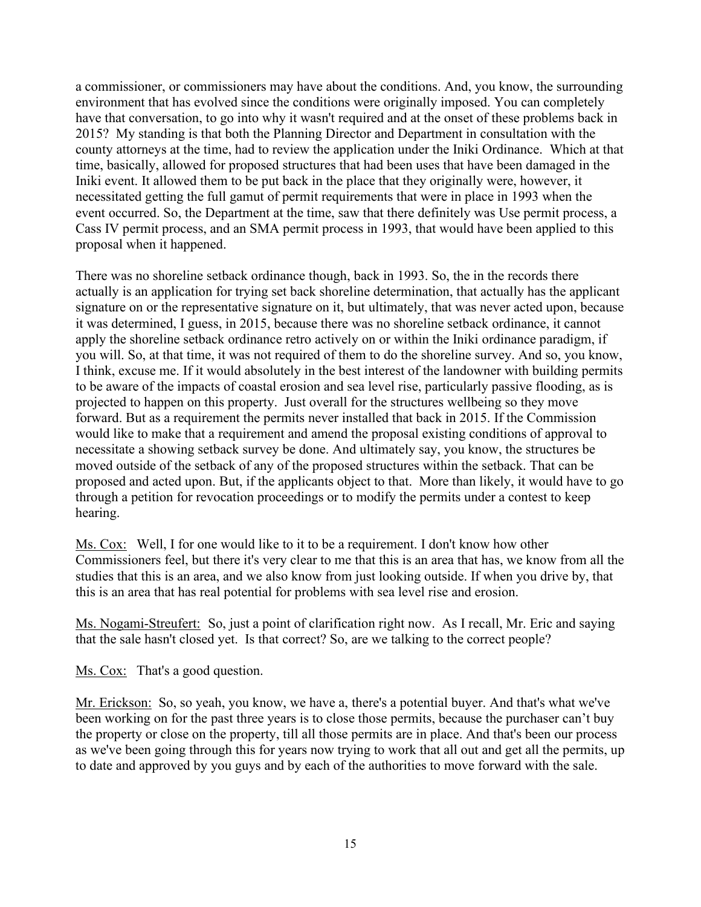a commissioner, or commissioners may have about the conditions. And, you know, the surrounding environment that has evolved since the conditions were originally imposed. You can completely have that conversation, to go into why it wasn't required and at the onset of these problems back in 2015? My standing is that both the Planning Director and Department in consultation with the county attorneys at the time, had to review the application under the Iniki Ordinance. Which at that time, basically, allowed for proposed structures that had been uses that have been damaged in the Iniki event. It allowed them to be put back in the place that they originally were, however, it necessitated getting the full gamut of permit requirements that were in place in 1993 when the event occurred. So, the Department at the time, saw that there definitely was Use permit process, a Cass IV permit process, and an SMA permit process in 1993, that would have been applied to this proposal when it happened.

There was no shoreline setback ordinance though, back in 1993. So, the in the records there actually is an application for trying set back shoreline determination, that actually has the applicant signature on or the representative signature on it, but ultimately, that was never acted upon, because it was determined, I guess, in 2015, because there was no shoreline setback ordinance, it cannot apply the shoreline setback ordinance retro actively on or within the Iniki ordinance paradigm, if you will. So, at that time, it was not required of them to do the shoreline survey. And so, you know, I think, excuse me. If it would absolutely in the best interest of the landowner with building permits to be aware of the impacts of coastal erosion and sea level rise, particularly passive flooding, as is projected to happen on this property. Just overall for the structures wellbeing so they move forward. But as a requirement the permits never installed that back in 2015. If the Commission would like to make that a requirement and amend the proposal existing conditions of approval to necessitate a showing setback survey be done. And ultimately say, you know, the structures be moved outside of the setback of any of the proposed structures within the setback. That can be proposed and acted upon. But, if the applicants object to that. More than likely, it would have to go through a petition for revocation proceedings or to modify the permits under a contest to keep hearing.

<u>Ms. Cox:</u> Well, I for one would like to it to be a requirement. I don't know how other Commissioners feel, but there it's very clear to me that this is an area that has, we know from all the studies that this is an area, and we also know from just looking outside. If when you drive by, that this is an area that has real potential for problems with sea level rise and erosion.

<u>Ms. Nogami-Streufert:</u> So, just a point of clarification right now. As I recall, Mr. Eric and saying that the sale hasn't closed yet. Is that correct? So, are we talking to the correct people?

<u>Ms. Cox:</u> That's a good question.

<u>Mr. Erickson:</u> So, so yeah, you know, we have a, there's a potential buyer. And that's what we've been working on for the past three years is to close those permits, because the purchaser can't buy the property or close on the property, till all those permits are in place. And that's been our process as we've been going through this for years now trying to work that all out and get all the permits, up to date and approved by you guys and by each of the authorities to move forward with the sale.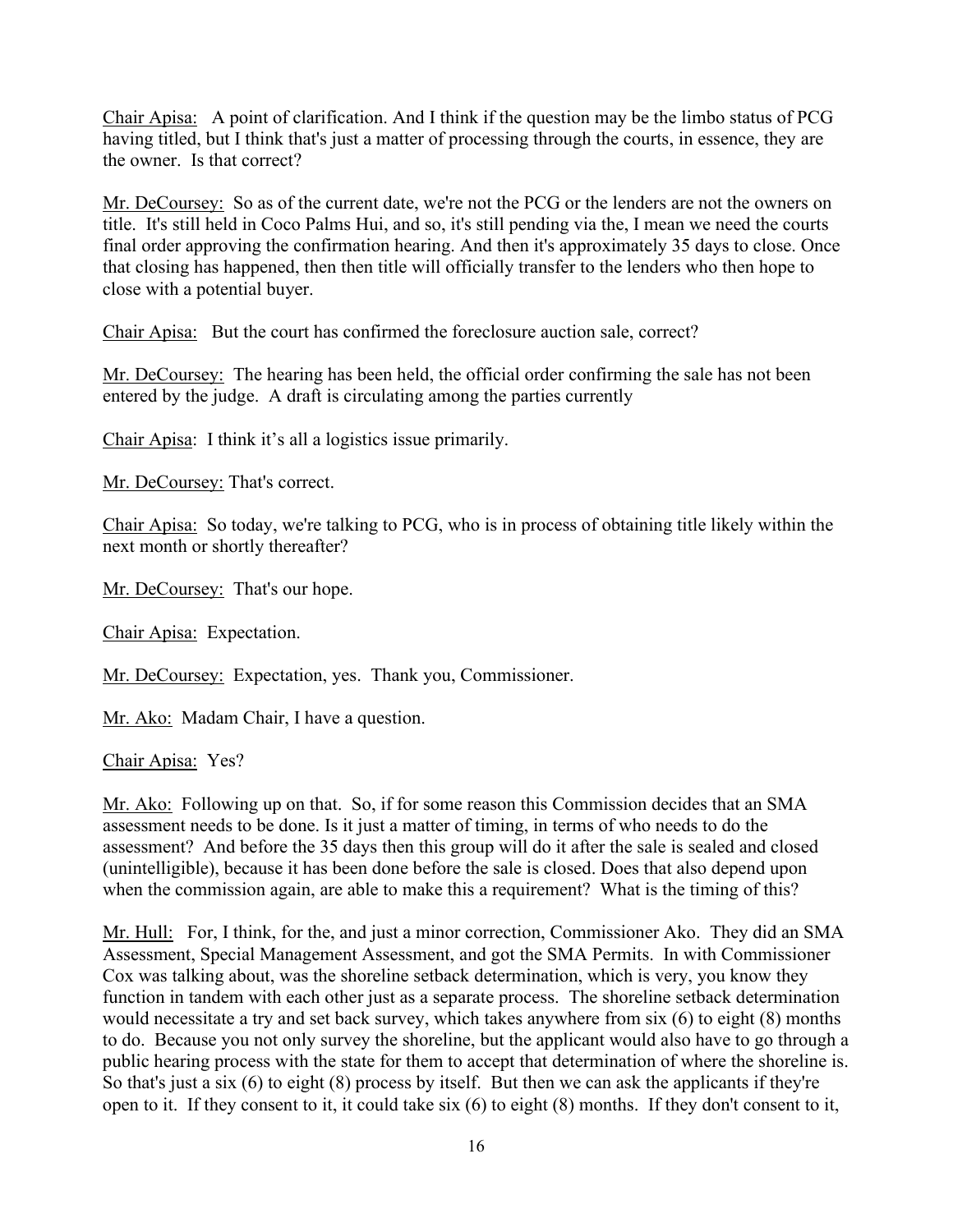Chair Apisa: A point of clarification. And I think if the question may be the limbo status of PCG having titled, but I think that's just a matter of processing through the courts, in essence, they are the owner. Is that correct?

Mr. DeCoursey: So as of the current date, we're not the PCG or the lenders are not the owners on title. It's still held in Coco Palms Hui, and so, it's still pending via the, I mean we need the courts final order approving the confirmation hearing. And then it's approximately 35 days to close. Once that closing has happened, then then title will officially transfer to the lenders who then hope to close with a potential buyer.

Chair Apisa: But the court has confirmed the foreclosure auction sale, correct?

Mr. DeCoursey: The hearing has been held, the official order confirming the sale has not been entered by the judge. A draft is circulating among the parties currently

Chair Apisa: I think it's all a logistics issue primarily.

Mr. DeCoursey: That's correct.

Chair Apisa: So today, we're talking to PCG, who is in process of obtaining title likely within the next month or shortly thereafter?

Mr. DeCoursey: That's our hope.

Chair Apisa: Expectation.

Mr. DeCoursey: Expectation, yes. Thank you, Commissioner.

Mr. Ako: Madam Chair, I have a question.

Chair Apisa: Yes?

Mr. Ako: Following up on that. So, if for some reason this Commission decides that an SMA assessment needs to be done. Is it just a matter of timing, in terms of who needs to do the assessment? And before the 35 days then this group will do it after the sale is sealed and closed (unintelligible), because it has been done before the sale is closed. Does that also depend upon when the commission again, are able to make this a requirement? What is the timing of this?

Mr. Hull: For, I think, for the, and just a minor correction, Commissioner Ako. They did an SMA Assessment, Special Management Assessment, and got the SMA Permits. In with Commissioner Cox was talking about, was the shoreline setback determination, which is very, you know they function in tandem with each other just as a separate process. The shoreline setback determination would necessitate a try and set back survey, which takes anywhere from six (6) to eight (8) months to do. Because you not only survey the shoreline, but the applicant would also have to go through a public hearing process with the state for them to accept that determination of where the shoreline is. So that's just a six (6) to eight (8) process by itself. But then we can ask the applicants if they're open to it. If they consent to it, it could take six (6) to eight (8) months. If they don't consent to it,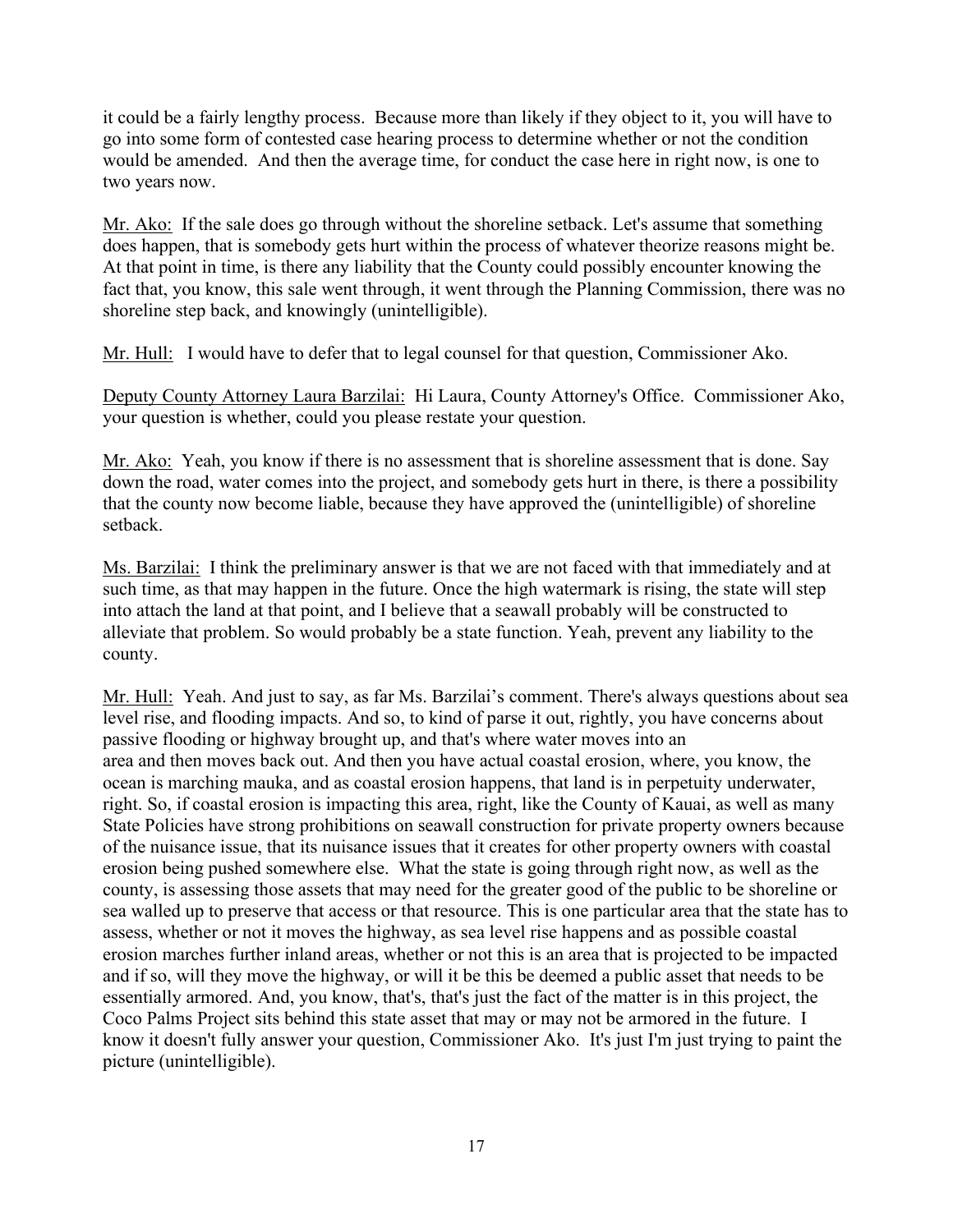it could be a fairly lengthy process. Because more than likely if they object to it, you will have to go into some form of contested case hearing process to determine whether or not the condition would be amended. And then the average time, for conduct the case here in right now, is one to two years now.

Mr. Ako: If the sale does go through without the shoreline setback. Let's assume that something does happen, that is somebody gets hurt within the process of whatever theorize reasons might be. At that point in time, is there any liability that the County could possibly encounter knowing the fact that, you know, this sale went through, it went through the Planning Commission, there was no shoreline step back, and knowingly (unintelligible).

Mr. Hull: I would have to defer that to legal counsel for that question, Commissioner Ako.

Deputy County Attorney Laura Barzilai: Hi Laura, County Attorney's Office. Commissioner Ako, your question is whether, could you please restate your question.

Mr. Ako: Yeah, you know if there is no assessment that is shoreline assessment that is done. Say down the road, water comes into the project, and somebody gets hurt in there, is there a possibility that the county now become liable, because they have approved the (unintelligible) of shoreline setback.

Ms. Barzilai: I think the preliminary answer is that we are not faced with that immediately and at such time, as that may happen in the future. Once the high watermark is rising, the state will step into attach the land at that point, and I believe that a seawall probably will be constructed to alleviate that problem. So would probably be a state function. Yeah, prevent any liability to the county.

Mr. Hull: Yeah. And just to say, as far Ms. Barzilai's comment. There's always questions about sea level rise, and flooding impacts. And so, to kind of parse it out, rightly, you have concerns about passive flooding or highway brought up, and that's where water moves into an area and then moves back out. And then you have actual coastal erosion, where, you know, the ocean is marching mauka, and as coastal erosion happens, that land is in perpetuity underwater, right. So, if coastal erosion is impacting this area, right, like the County of Kauai, as well as many State Policies have strong prohibitions on seawall construction for private property owners because of the nuisance issue, that its nuisance issues that it creates for other property owners with coastal erosion being pushed somewhere else. What the state is going through right now, as well as the county, is assessing those assets that may need for the greater good of the public to be shoreline or sea walled up to preserve that access or that resource. This is one particular area that the state has to assess, whether or not it moves the highway, as sea level rise happens and as possible coastal erosion marches further inland areas, whether or not this is an area that is projected to be impacted and if so, will they move the highway, or will it be this be deemed a public asset that needs to be essentially armored. And, you know, that's, that's just the fact of the matter is in this project, the Coco Palms Project sits behind this state asset that may or may not be armored in the future. I know it doesn't fully answer your question, Commissioner Ako. It's just I'm just trying to paint the picture (unintelligible).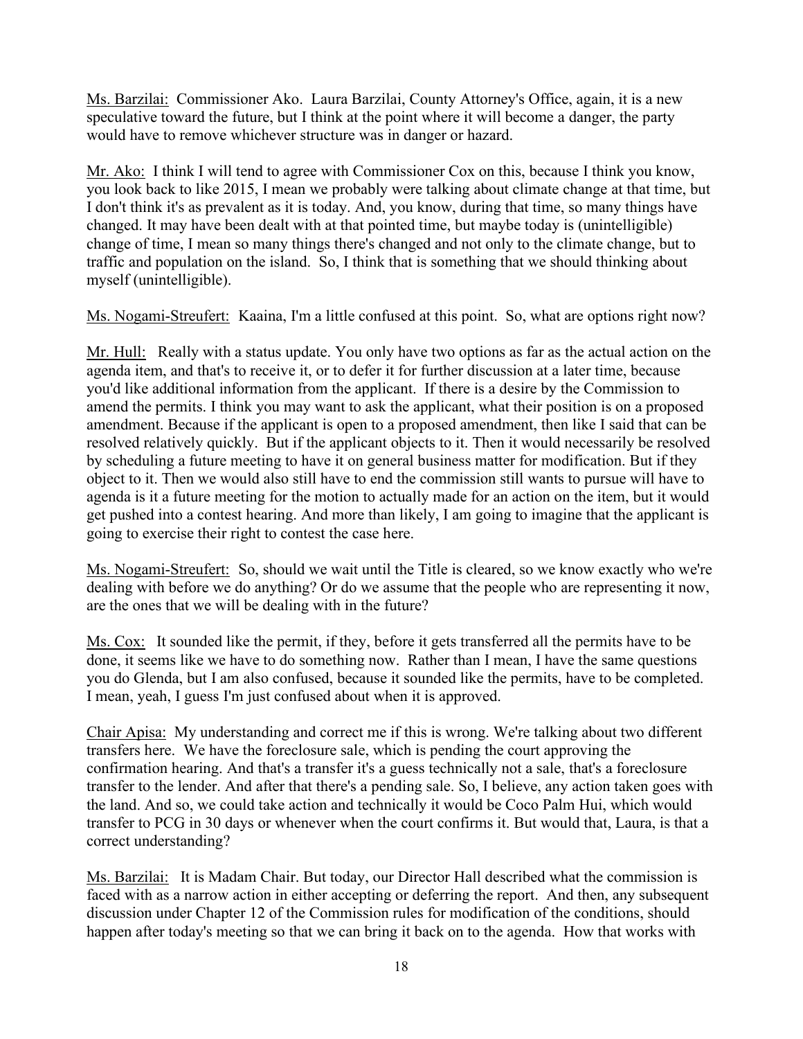Ms. Barzilai: Commissioner Ako. Laura Barzilai, County Attorney's Office, again, it is a new speculative toward the future, but I think at the point where it will become a danger, the party would have to remove whichever structure was in danger or hazard.

Mr. Ako: I think I will tend to agree with Commissioner Cox on this, because I think you know, you look back to like 2015, I mean we probably were talking about climate change at that time, but I don't think it's as prevalent as it is today. And, you know, during that time, so many things have changed. It may have been dealt with at that pointed time, but maybe today is (unintelligible) change of time, I mean so many things there's changed and not only to the climate change, but to traffic and population on the island. So, I think that is something that we should thinking about myself (unintelligible).

Ms. Nogami-Streufert: Kaaina, I'm a little confused at this point. So, what are options right now?

Mr. Hull: Really with a status update. You only have two options as far as the actual action on the agenda item, and that's to receive it, or to defer it for further discussion at a later time, because you'd like additional information from the applicant. If there is a desire by the Commission to amend the permits. I think you may want to ask the applicant, what their position is on a proposed amendment. Because if the applicant is open to a proposed amendment, then like I said that can be resolved relatively quickly. But if the applicant objects to it. Then it would necessarily be resolved by scheduling a future meeting to have it on general business matter for modification. But if they object to it. Then we would also still have to end the commission still wants to pursue will have to agenda is it a future meeting for the motion to actually made for an action on the item, but it would get pushed into a contest hearing. And more than likely, I am going to imagine that the applicant is going to exercise their right to contest the case here.

Ms. Nogami-Streufert: So, should we wait until the Title is cleared, so we know exactly who we're dealing with before we do anything? Or do we assume that the people who are representing it now, are the ones that we will be dealing with in the future?

Ms. Cox: It sounded like the permit, if they, before it gets transferred all the permits have to be done, it seems like we have to do something now. Rather than I mean, I have the same questions you do Glenda, but I am also confused, because it sounded like the permits, have to be completed. I mean, yeah, I guess I'm just confused about when it is approved.

Chair Apisa: My understanding and correct me if this is wrong. We're talking about two different transfers here. We have the foreclosure sale, which is pending the court approving the confirmation hearing. And that's a transfer it's a guess technically not a sale, that's a foreclosure transfer to the lender. And after that there's a pending sale. So, I believe, any action taken goes with the land. And so, we could take action and technically it would be Coco Palm Hui, which would transfer to PCG in 30 days or whenever when the court confirms it. But would that, Laura, is that a correct understanding?

Ms. Barzilai: It is Madam Chair. But today, our Director Hall described what the commission is faced with as a narrow action in either accepting or deferring the report. And then, any subsequent discussion under Chapter 12 of the Commission rules for modification of the conditions, should happen after today's meeting so that we can bring it back on to the agenda. How that works with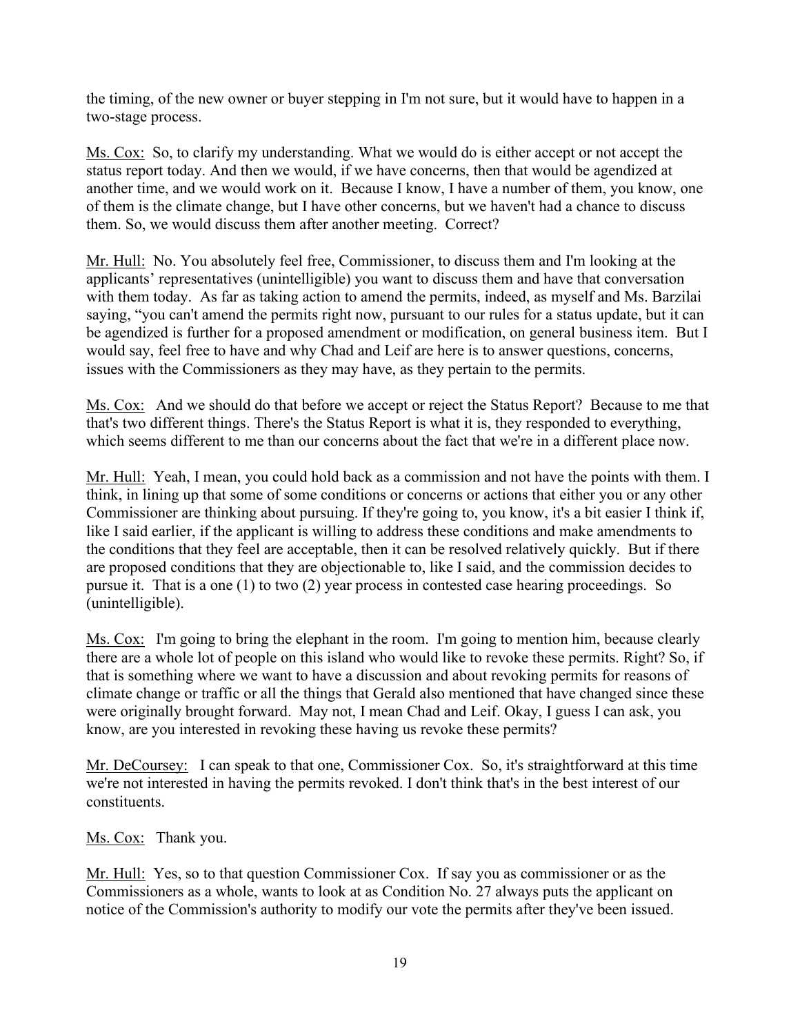the timing, of the new owner or buyer stepping in I'm not sure, but it would have to happen in a two-stage process.

<u>Ms. Cox:</u> So, to clarify my understanding. What we would do is either accept or not accept the status report today. And then we would, if we have concerns, then that would be agendized at another time, and we would work on it. Because I know, I have a number of them, you know, one of them is the climate change, but I have other concerns, but we haven't had a chance to discuss them. So, we would discuss them after another meeting. Correct?

<u>Mr. Hull:</u> No. You absolutely feel free, Commissioner, to discuss them and I'm looking at the applicants' representatives (unintelligible) you want to discuss them and have that conversation with them today. As far as taking action to amend the permits, indeed, as myself and Ms. Barzilai saying, "you can't amend the permits right now, pursuant to our rules for a status update, but it can be agendized is further for a proposed amendment or modification, on general business item. But I would say, feel free to have and why Chad and Leif are here is to answer questions, concerns, issues with the Commissioners as they may have, as they pertain to the permits.

<u>Ms. Cox:</u> And we should do that before we accept or reject the Status Report? Because to me that that's two different things. There's the Status Report is what it is, they responded to everything, which seems different to me than our concerns about the fact that we're in a different place now.

<u>Mr. Hull:</u> Yeah, I mean, you could hold back as a commission and not have the points with them. I think, in lining up that some of some conditions or concerns or actions that either you or any other Commissioner are thinking about pursuing. If they're going to, you know, it's a bit easier I think if, like I said earlier, if the applicant is willing to address these conditions and make amendments to the conditions that they feel are acceptable, then it can be resolved relatively quickly. But if there are proposed conditions that they are objectionable to, like I said, and the commission decides to pursue it. That is a one (1) to two (2) year process in contested case hearing proceedings. So (unintelligible).

<u>Ms. Cox:</u> I'm going to bring the elephant in the room. I'm going to mention him, because clearly there are a whole lot of people on this island who would like to revoke these permits. Right? So, if that is something where we want to have a discussion and about revoking permits for reasons of climate change or traffic or all the things that Gerald also mentioned that have changed since these were originally brought forward. May not, I mean Chad and Leif. Okay, I guess I can ask, you know, are you interested in revoking these having us revoke these permits?

<u>Mr. DeCoursey:</u> I can speak to that one, Commissioner Cox. So, it's straightforward at this time we're not interested in having the permits revoked. I don't think that's in the best interest of our constituents.

<u>Ms. Cox:</u> Thank you.

<u>Mr. Hull:</u> Yes, so to that question Commissioner Cox. If say you as commissioner or as the Commissioners as a whole, wants to look at as Condition No. 27 always puts the applicant on notice of the Commission's authority to modify our vote the permits after they've been issued.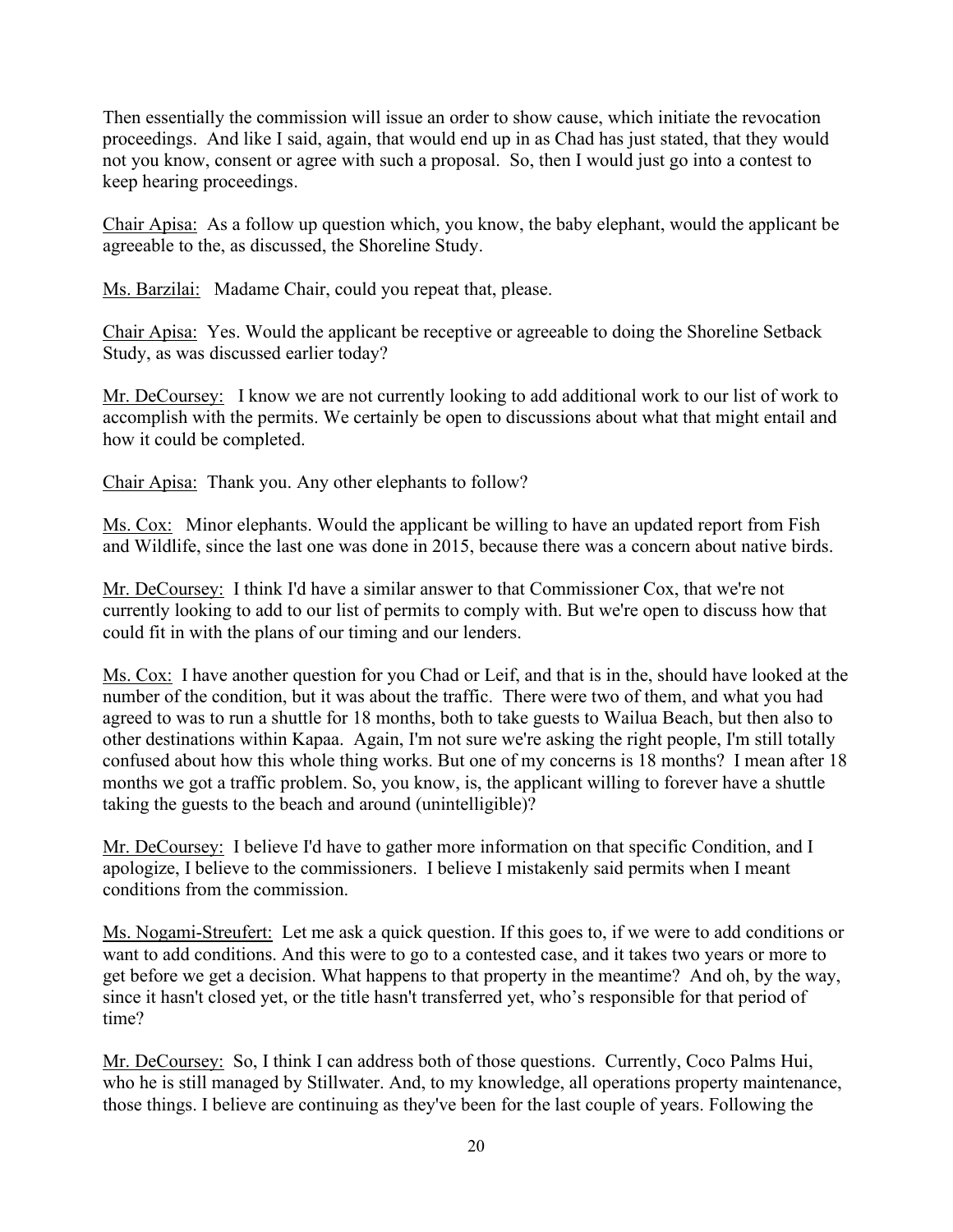Then essentially the commission will issue an order to show cause, which initiate the revocation proceedings. And like I said, again, that would end up in as Chad has just stated, that they would not you know, consent or agree with such a proposal. So, then I would just go into a contest to keep hearing proceedings.

<u>Chair Apisa:</u> As a follow up question which, you know, the baby elephant, would the applicant be agreeable to the, as discussed, the Shoreline Study.

<u>Ms. Barzilai:</u> Madame Chair, could you repeat that, please.

<u>Chair Apisa:</u> Yes. Would the applicant be receptive or agreeable to doing the Shoreline Setback Study, as was discussed earlier today?

<u>Mr. DeCoursey:</u> I know we are not currently looking to add additional work to our list of work to accomplish with the permits. We certainly be open to discussions about what that might entail and how it could be completed.

<u>Chair Apisa:</u> Thank you. Any other elephants to follow?

<u>Ms. Cox:</u> Minor elephants. Would the applicant be willing to have an updated report from Fish and Wildlife, since the last one was done in 2015, because there was a concern about native birds.

<u>Mr. DeCoursey:</u> I think I'd have a similar answer to that Commissioner Cox, that we're not currently looking to add to our list of permits to comply with. But we're open to discuss how that could fit in with the plans of our timing and our lenders.

<u>Ms. Cox:</u> I have another question for you Chad or Leif, and that is in the, should have looked at the number of the condition, but it was about the traffic. There were two of them, and what you had agreed to was to run a shuttle for 18 months, both to take guests to Wailua Beach, but then also to other destinations within Kapaa. Again, I'm not sure we're asking the right people, I'm still totally confused about how this whole thing works. But one of my concerns is 18 months? I mean after 18 months we got a traffic problem. So, you know, is, the applicant willing to forever have a shuttle taking the guests to the beach and around (unintelligible)?

<u>Mr. DeCoursey:</u> I believe I'd have to gather more information on that specific Condition, and I apologize, I believe to the commissioners. I believe I mistakenly said permits when I meant conditions from the commission.

<u>Ms. Nogami-Streufert:</u> Let me ask a quick question. If this goes to, if we were to add conditions or want to add conditions. And this were to go to a contested case, and it takes two years or more to get before we get a decision. What happens to that property in the meantime? And oh, by the way, since it hasn't closed yet, or the title hasn't transferred yet, who's responsible for that period of time?

<u>Mr. DeCoursey:</u> So, I think I can address both of those questions. Currently, Coco Palms Hui, who he is still managed by Stillwater. And, to my knowledge, all operations property maintenance, those things. I believe are continuing as they've been for the last couple of years. Following the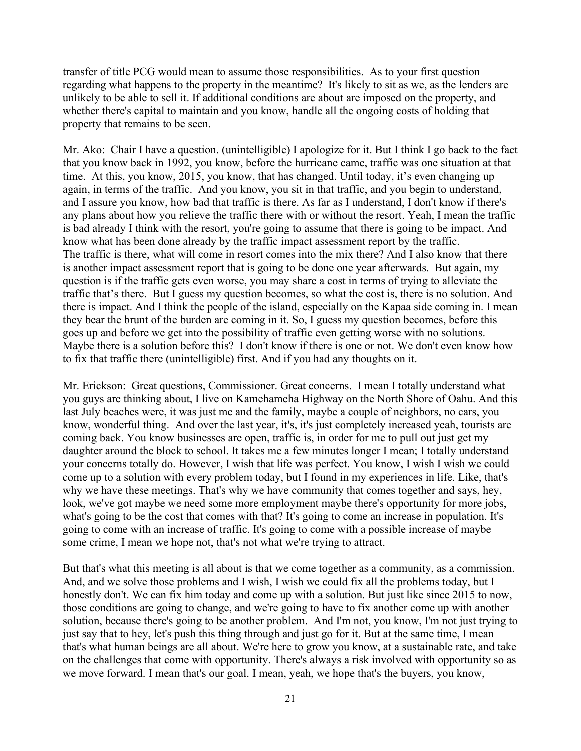transfer of title PCG would mean to assume those responsibilities. As to your first question regarding what happens to the property in the meantime? It's likely to sit as we, as the lenders are unlikely to be able to sell it. If additional conditions are about are imposed on the property, and whether there's capital to maintain and you know, handle all the ongoing costs of holding that property that remains to be seen.

Mr. Ako: Chair I have a question. (unintelligible) I apologize for it. But I think I go back to the fact that you know back in 1992, you know, before the hurricane came, traffic was one situation at that time. At this, you know, 2015, you know, that has changed. Until today, it's even changing up again, in terms of the traffic. And you know, you sit in that traffic, and you begin to understand, and I assure you know, how bad that traffic is there. As far as I understand, I don't know if there's any plans about how you relieve the traffic there with or without the resort. Yeah, I mean the traffic is bad already I think with the resort, you're going to assume that there is going to be impact. And know what has been done already by the traffic impact assessment report by the traffic. The traffic is there, what will come in resort comes into the mix there? And I also know that there is another impact assessment report that is going to be done one year afterwards. But again, my question is if the traffic gets even worse, you may share a cost in terms of trying to alleviate the traffic that's there. But I guess my question becomes, so what the cost is, there is no solution. And there is impact. And I think the people of the island, especially on the Kapaa side coming in. I mean they bear the brunt of the burden are coming in it. So, I guess my question becomes, before this goes up and before we get into the possibility of traffic even getting worse with no solutions. Maybe there is a solution before this? I don't know if there is one or not. We don't even know how to fix that traffic there (unintelligible) first. And if you had any thoughts on it.

Mr. Erickson: Great questions, Commissioner. Great concerns. I mean I totally understand what you guys are thinking about, I live on Kamehameha Highway on the North Shore of Oahu. And this last July beaches were, it was just me and the family, maybe a couple of neighbors, no cars, you know, wonderful thing. And over the last year, it's, it's just completely increased yeah, tourists are coming back. You know businesses are open, traffic is, in order for me to pull out just get my daughter around the block to school. It takes me a few minutes longer I mean; I totally understand your concerns totally do. However, I wish that life was perfect. You know, I wish I wish we could come up to a solution with every problem today, but I found in my experiences in life. Like, that's why we have these meetings. That's why we have community that comes together and says, hey, look, we've got maybe we need some more employment maybe there's opportunity for more jobs, what's going to be the cost that comes with that? It's going to come an increase in population. It's going to come with an increase of traffic. It's going to come with a possible increase of maybe some crime, I mean we hope not, that's not what we're trying to attract.

But that's what this meeting is all about is that we come together as a community, as a commission. And, and we solve those problems and I wish, I wish we could fix all the problems today, but I honestly don't. We can fix him today and come up with a solution. But just like since 2015 to now, those conditions are going to change, and we're going to have to fix another come up with another solution, because there's going to be another problem. And I'm not, you know, I'm not just trying to just say that to hey, let's push this thing through and just go for it. But at the same time, I mean that's what human beings are all about. We're here to grow you know, at a sustainable rate, and take on the challenges that come with opportunity. There's always a risk involved with opportunity so as we move forward. I mean that's our goal. I mean, yeah, we hope that's the buyers, you know,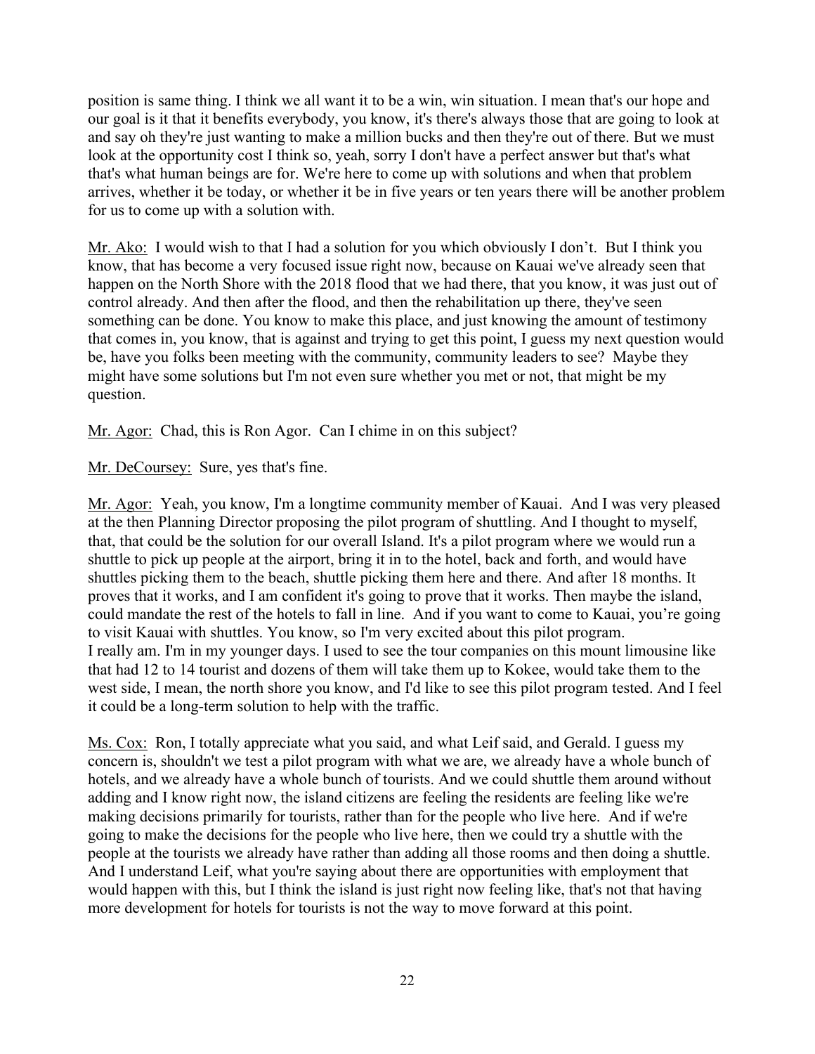position is same thing. I think we all want it to be a win, win situation. I mean that's our hope and our goal is it that it benefits everybody, you know, it's there's always those that are going to look at and say oh they're just wanting to make a million bucks and then they're out of there. But we must look at the opportunity cost I think so, yeah, sorry I don't have a perfect answer but that's what that's what human beings are for. We're here to come up with solutions and when that problem arrives, whether it be today, or whether it be in five years or ten years there will be another problem for us to come up with a solution with.

Mr. Ako: I would wish to that I had a solution for you which obviously I don't. But I think you know, that has become a very focused issue right now, because on Kauai we've already seen that happen on the North Shore with the 2018 flood that we had there, that you know, it was just out of control already. And then after the flood, and then the rehabilitation up there, they've seen something can be done. You know to make this place, and just knowing the amount of testimony that comes in, you know, that is against and trying to get this point, I guess my next question would be, have you folks been meeting with the community, community leaders to see? Maybe they might have some solutions but I'm not even sure whether you met or not, that might be my question.

Mr. Agor: Chad, this is Ron Agor. Can I chime in on this subject?

Mr. DeCoursey: Sure, yes that's fine.

Mr. Agor: Yeah, you know, I'm a longtime community member of Kauai. And I was very pleased at the then Planning Director proposing the pilot program of shuttling. And I thought to myself, that, that could be the solution for our overall Island. It's a pilot program where we would run a shuttle to pick up people at the airport, bring it in to the hotel, back and forth, and would have shuttles picking them to the beach, shuttle picking them here and there. And after 18 months. It proves that it works, and I am confident it's going to prove that it works. Then maybe the island, could mandate the rest of the hotels to fall in line. And if you want to come to Kauai, you're going to visit Kauai with shuttles. You know, so I'm very excited about this pilot program. I really am. I'm in my younger days. I used to see the tour companies on this mount limousine like that had 12 to 14 tourist and dozens of them will take them up to Kokee, would take them to the west side, I mean, the north shore you know, and I'd like to see this pilot program tested. And I feel it could be a long-term solution to help with the traffic.

Ms. Cox: Ron, I totally appreciate what you said, and what Leif said, and Gerald. I guess my concern is, shouldn't we test a pilot program with what we are, we already have a whole bunch of hotels, and we already have a whole bunch of tourists. And we could shuttle them around without adding and I know right now, the island citizens are feeling the residents are feeling like we're making decisions primarily for tourists, rather than for the people who live here. And if we're going to make the decisions for the people who live here, then we could try a shuttle with the people at the tourists we already have rather than adding all those rooms and then doing a shuttle. And I understand Leif, what you're saying about there are opportunities with employment that would happen with this, but I think the island is just right now feeling like, that's not that having more development for hotels for tourists is not the way to move forward at this point.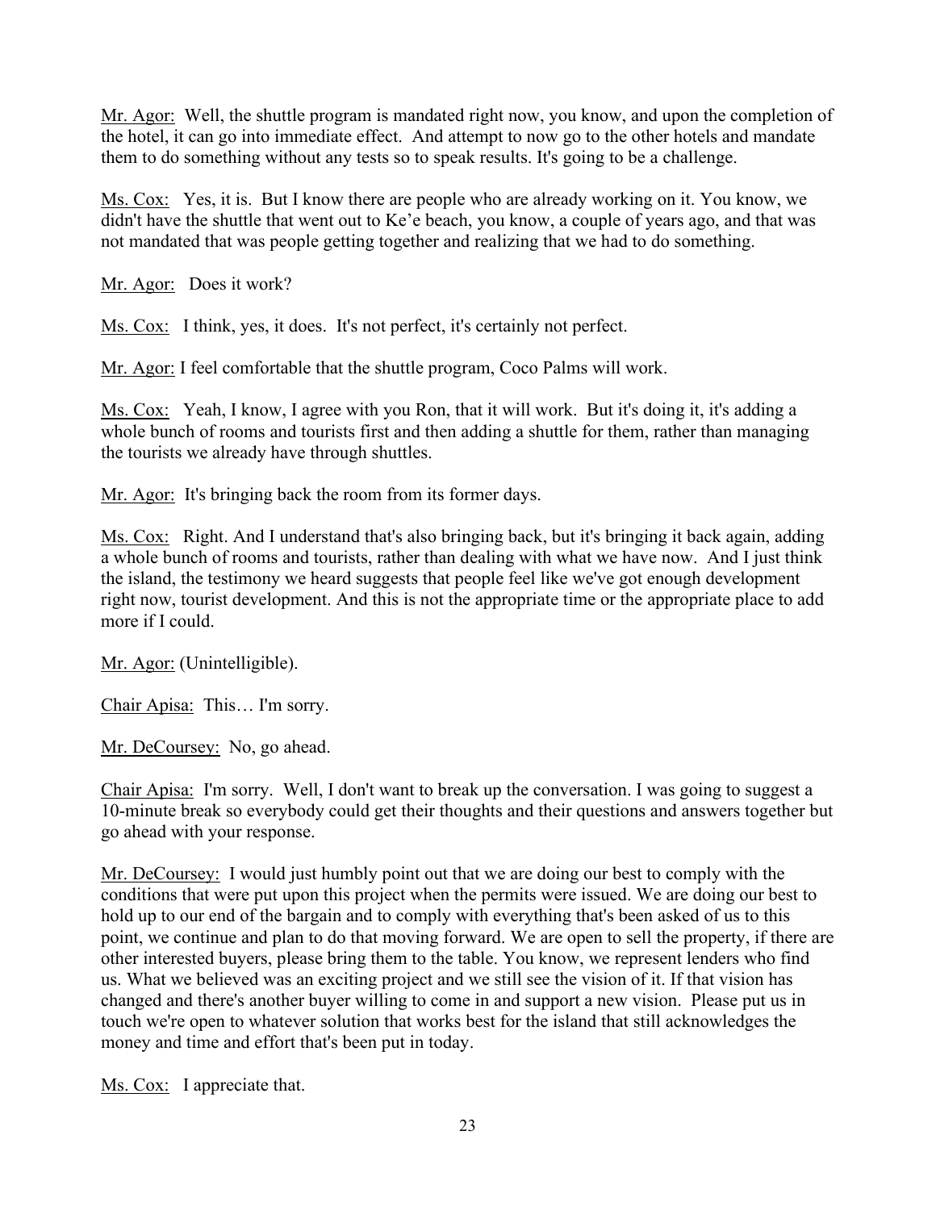Mr. Agor: Well, the shuttle program is mandated right now, you know, and upon the completion of the hotel, it can go into immediate effect. And attempt to now go to the other hotels and mandate them to do something without any tests so to speak results. It's going to be a challenge.

Ms. Cox: Yes, it is. But I know there are people who are already working on it. You know, we didn't have the shuttle that went out to Ke'e beach, you know, a couple of years ago, and that was not mandated that was people getting together and realizing that we had to do something.

Mr. Agor: Does it work?

Ms. Cox: I think, yes, it does. It's not perfect, it's certainly not perfect.

Mr. Agor: I feel comfortable that the shuttle program, Coco Palms will work.

Ms. Cox: Yeah, I know, I agree with you Ron, that it will work. But it's doing it, it's adding a whole bunch of rooms and tourists first and then adding a shuttle for them, rather than managing the tourists we already have through shuttles.

Mr. Agor: It's bringing back the room from its former days.

Ms. Cox: Right. And I understand that's also bringing back, but it's bringing it back again, adding a whole bunch of rooms and tourists, rather than dealing with what we have now. And I just think the island, the testimony we heard suggests that people feel like we've got enough development right now, tourist development. And this is not the appropriate time or the appropriate place to add more if I could.

Mr. Agor: (Unintelligible).

Chair Apisa: This… I'm sorry.

Mr. DeCoursey: No, go ahead.

Chair Apisa: I'm sorry. Well, I don't want to break up the conversation. I was going to suggest a 10-minute break so everybody could get their thoughts and their questions and answers together but go ahead with your response.

Mr. DeCoursey: I would just humbly point out that we are doing our best to comply with the conditions that were put upon this project when the permits were issued. We are doing our best to hold up to our end of the bargain and to comply with everything that's been asked of us to this point, we continue and plan to do that moving forward. We are open to sell the property, if there are other interested buyers, please bring them to the table. You know, we represent lenders who find us. What we believed was an exciting project and we still see the vision of it. If that vision has changed and there's another buyer willing to come in and support a new vision. Please put us in touch we're open to whatever solution that works best for the island that still acknowledges the money and time and effort that's been put in today.

Ms. Cox: I appreciate that.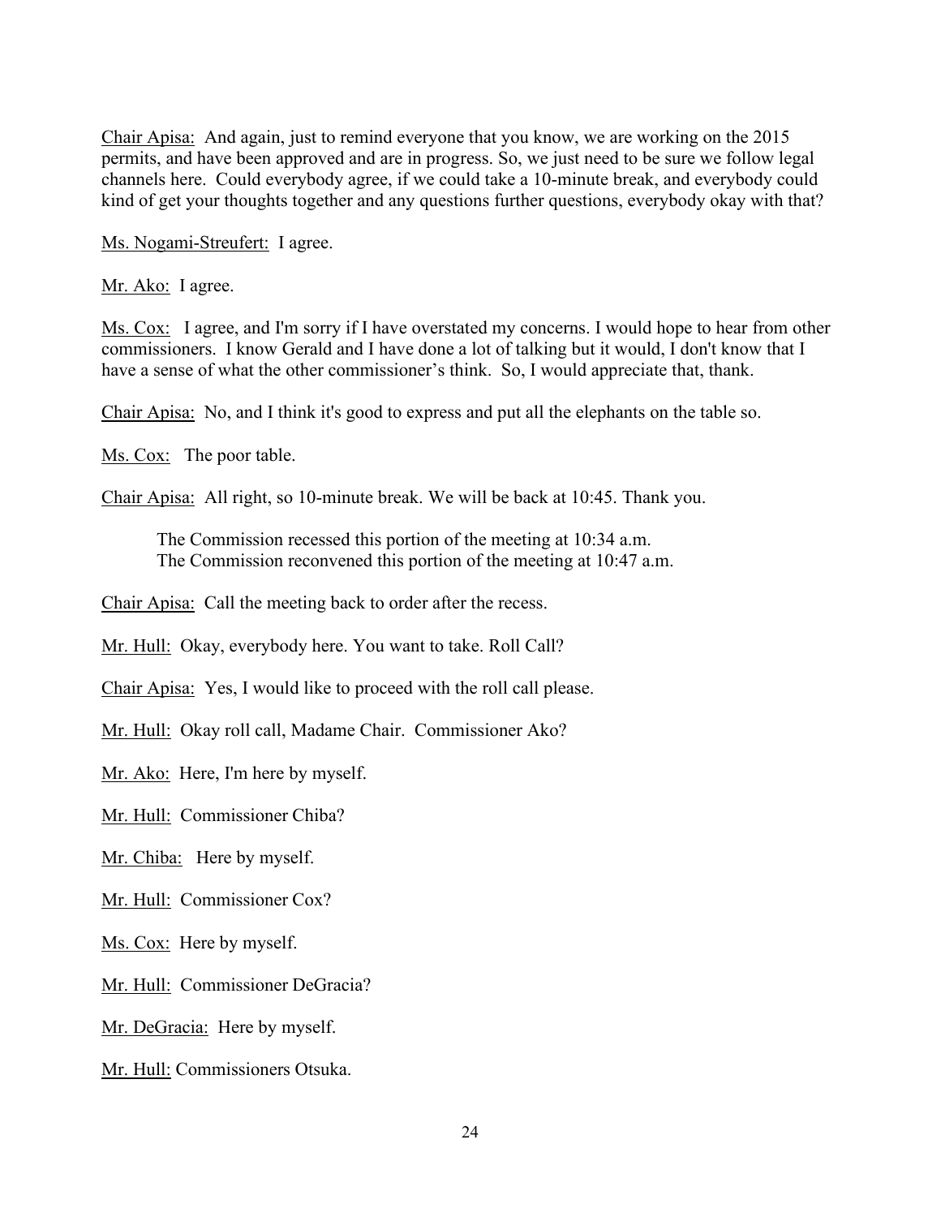Chair Apisa: And again, just to remind everyone that you know, we are working on the 2015 permits, and have been approved and are in progress. So, we just need to be sure we follow legal channels here. Could everybody agree, if we could take a 10-minute break, and everybody could kind of get your thoughts together and any questions further questions, everybody okay with that?

Ms. Nogami-Streufert: I agree.

Mr. Ako: I agree.

Ms. Cox: I agree, and I'm sorry if I have overstated my concerns. I would hope to hear from other commissioners. I know Gerald and I have done a lot of talking but it would, I don't know that I have a sense of what the other commissioner's think. So, I would appreciate that, thank.

Chair Apisa: No, and I think it's good to express and put all the elephants on the table so.

Ms. Cox: The poor table.

Chair Apisa: All right, so 10-minute break. We will be back at 10:45. Thank you.

> The Commission recessed this portion of the meeting at 10:34 a.m.
> The Commission reconvened this portion of the meeting at 10:47 a.m.

Chair Apisa: Call the meeting back to order after the recess.

Mr. Hull: Okay, everybody here. You want to take. Roll Call?

Chair Apisa: Yes, I would like to proceed with the roll call please.

Mr. Hull: Okay roll call, Madame Chair. Commissioner Ako?

Mr. Ako: Here, I'm here by myself.

Mr. Hull: Commissioner Chiba?

Mr. Chiba: Here by myself.

Mr. Hull: Commissioner Cox?

Ms. Cox: Here by myself.

Mr. Hull: Commissioner DeGracia?

Mr. DeGracia: Here by myself.

Mr. Hull: Commissioners Otsuka.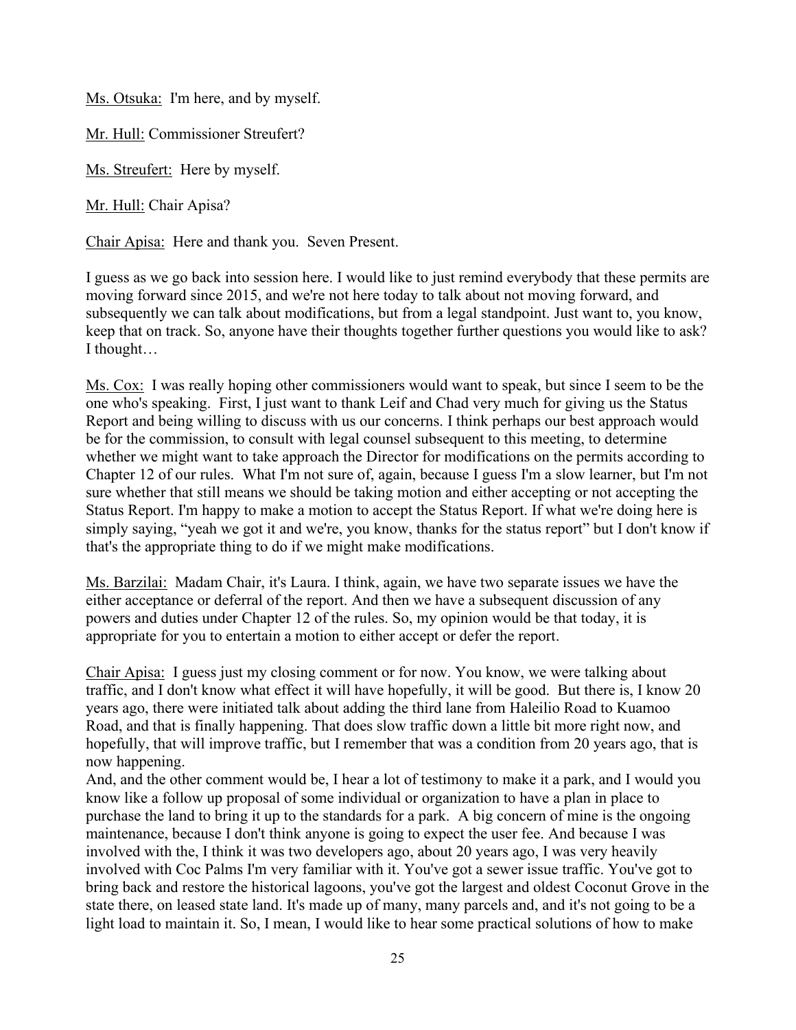Ms. Otsuka: I'm here, and by myself.

Mr. Hull: Commissioner Streufert?

Ms. Streufert: Here by myself.

Mr. Hull: Chair Apisa?

Chair Apisa: Here and thank you. Seven Present.

I guess as we go back into session here. I would like to just remind everybody that these permits are moving forward since 2015, and we're not here today to talk about not moving forward, and subsequently we can talk about modifications, but from a legal standpoint. Just want to, you know, keep that on track. So, anyone have their thoughts together further questions you would like to ask? I thought…

Ms. Cox: I was really hoping other commissioners would want to speak, but since I seem to be the one who's speaking. First, I just want to thank Leif and Chad very much for giving us the Status Report and being willing to discuss with us our concerns. I think perhaps our best approach would be for the commission, to consult with legal counsel subsequent to this meeting, to determine whether we might want to take approach the Director for modifications on the permits according to Chapter 12 of our rules. What I'm not sure of, again, because I guess I'm a slow learner, but I'm not sure whether that still means we should be taking motion and either accepting or not accepting the Status Report. I'm happy to make a motion to accept the Status Report. If what we're doing here is simply saying, "yeah we got it and we're, you know, thanks for the status report" but I don't know if that's the appropriate thing to do if we might make modifications.

Ms. Barzilai: Madam Chair, it's Laura. I think, again, we have two separate issues we have the either acceptance or deferral of the report. And then we have a subsequent discussion of any powers and duties under Chapter 12 of the rules. So, my opinion would be that today, it is appropriate for you to entertain a motion to either accept or defer the report.

Chair Apisa: I guess just my closing comment or for now. You know, we were talking about traffic, and I don't know what effect it will have hopefully, it will be good. But there is, I know 20 years ago, there were initiated talk about adding the third lane from Haleilio Road to Kuamoo Road, and that is finally happening. That does slow traffic down a little bit more right now, and hopefully, that will improve traffic, but I remember that was a condition from 20 years ago, that is now happening.

And, and the other comment would be, I hear a lot of testimony to make it a park, and I would you know like a follow up proposal of some individual or organization to have a plan in place to purchase the land to bring it up to the standards for a park. A big concern of mine is the ongoing maintenance, because I don't think anyone is going to expect the user fee. And because I was involved with the, I think it was two developers ago, about 20 years ago, I was very heavily involved with Coc Palms I'm very familiar with it. You've got a sewer issue traffic. You've got to bring back and restore the historical lagoons, you've got the largest and oldest Coconut Grove in the state there, on leased state land. It's made up of many, many parcels and, and it's not going to be a light load to maintain it. So, I mean, I would like to hear some practical solutions of how to make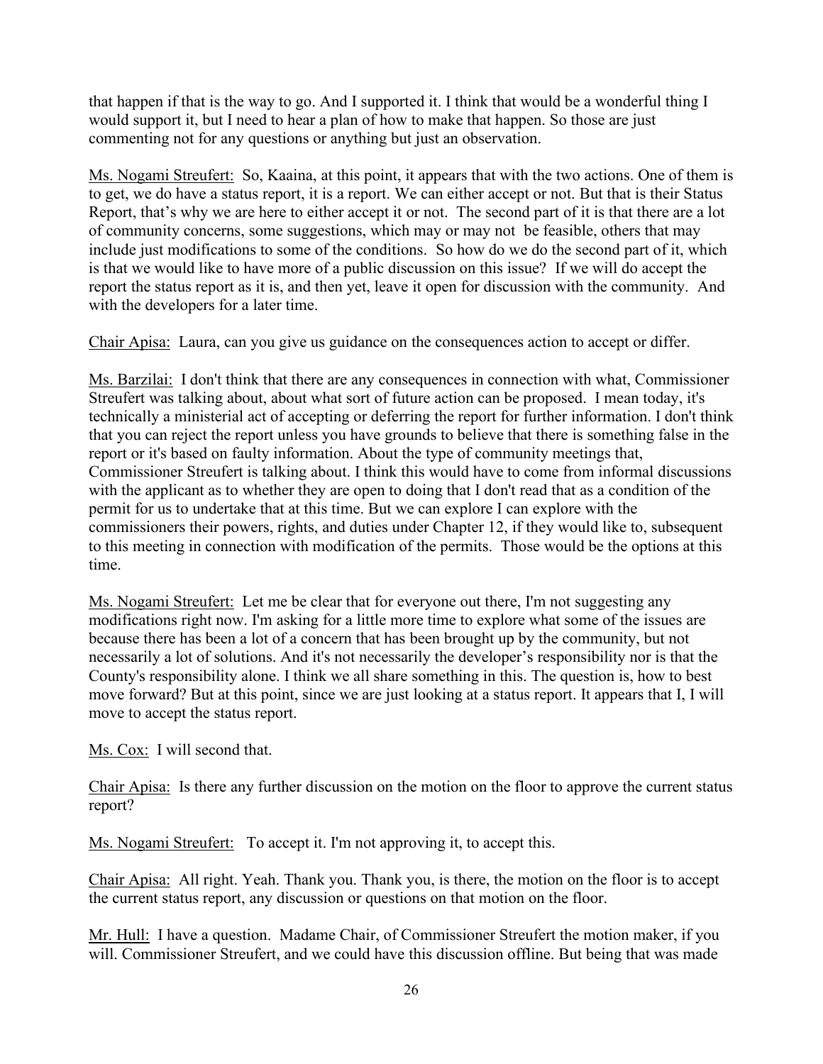that happen if that is the way to go. And I supported it. I think that would be a wonderful thing I would support it, but I need to hear a plan of how to make that happen. So those are just commenting not for any questions or anything but just an observation.

Ms. Nogami Streufert: So, Kaaina, at this point, it appears that with the two actions. One of them is to get, we do have a status report, it is a report. We can either accept or not. But that is their Status Report, that's why we are here to either accept it or not. The second part of it is that there are a lot of community concerns, some suggestions, which may or may not be feasible, others that may include just modifications to some of the conditions. So how do we do the second part of it, which is that we would like to have more of a public discussion on this issue? If we will do accept the report the status report as it is, and then yet, leave it open for discussion with the community. And with the developers for a later time.

Chair Apisa: Laura, can you give us guidance on the consequences action to accept or differ.

Ms. Barzilai: I don't think that there are any consequences in connection with what, Commissioner Streufert was talking about, about what sort of future action can be proposed. I mean today, it's technically a ministerial act of accepting or deferring the report for further information. I don't think that you can reject the report unless you have grounds to believe that there is something false in the report or it's based on faulty information. About the type of community meetings that, Commissioner Streufert is talking about. I think this would have to come from informal discussions with the applicant as to whether they are open to doing that I don't read that as a condition of the permit for us to undertake that at this time. But we can explore I can explore with the commissioners their powers, rights, and duties under Chapter 12, if they would like to, subsequent to this meeting in connection with modification of the permits. Those would be the options at this time.

Ms. Nogami Streufert: Let me be clear that for everyone out there, I'm not suggesting any modifications right now. I'm asking for a little more time to explore what some of the issues are because there has been a lot of a concern that has been brought up by the community, but not necessarily a lot of solutions. And it's not necessarily the developer's responsibility nor is that the County's responsibility alone. I think we all share something in this. The question is, how to best move forward? But at this point, since we are just looking at a status report. It appears that I, I will move to accept the status report.

Ms. Cox: I will second that.

Chair Apisa: Is there any further discussion on the motion on the floor to approve the current status report?

Ms. Nogami Streufert: To accept it. I'm not approving it, to accept this.

Chair Apisa: All right. Yeah. Thank you. Thank you, is there, the motion on the floor is to accept the current status report, any discussion or questions on that motion on the floor.

Mr. Hull: I have a question. Madame Chair, of Commissioner Streufert the motion maker, if you will. Commissioner Streufert, and we could have this discussion offline. But being that was made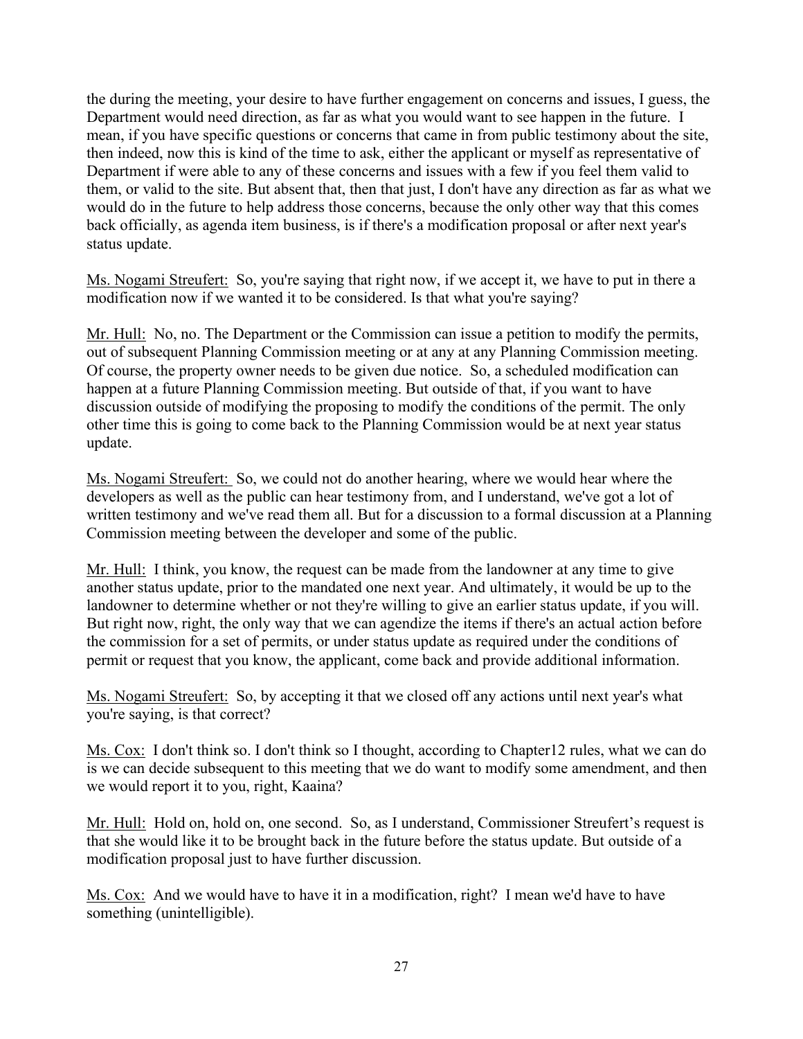the during the meeting, your desire to have further engagement on concerns and issues, I guess, the Department would need direction, as far as what you would want to see happen in the future. I mean, if you have specific questions or concerns that came in from public testimony about the site, then indeed, now this is kind of the time to ask, either the applicant or myself as representative of Department if were able to any of these concerns and issues with a few if you feel them valid to them, or valid to the site. But absent that, then that just, I don't have any direction as far as what we would do in the future to help address those concerns, because the only other way that this comes back officially, as agenda item business, is if there's a modification proposal or after next year's status update.

Ms. Nogami Streufert: So, you're saying that right now, if we accept it, we have to put in there a modification now if we wanted it to be considered. Is that what you're saying?

Mr. Hull: No, no. The Department or the Commission can issue a petition to modify the permits, out of subsequent Planning Commission meeting or at any at any Planning Commission meeting. Of course, the property owner needs to be given due notice. So, a scheduled modification can happen at a future Planning Commission meeting. But outside of that, if you want to have discussion outside of modifying the proposing to modify the conditions of the permit. The only other time this is going to come back to the Planning Commission would be at next year status update.

Ms. Nogami Streufert: So, we could not do another hearing, where we would hear where the developers as well as the public can hear testimony from, and I understand, we've got a lot of written testimony and we've read them all. But for a discussion to a formal discussion at a Planning Commission meeting between the developer and some of the public.

Mr. Hull: I think, you know, the request can be made from the landowner at any time to give another status update, prior to the mandated one next year. And ultimately, it would be up to the landowner to determine whether or not they're willing to give an earlier status update, if you will. But right now, right, the only way that we can agendize the items if there's an actual action before the commission for a set of permits, or under status update as required under the conditions of permit or request that you know, the applicant, come back and provide additional information.

Ms. Nogami Streufert: So, by accepting it that we closed off any actions until next year's what you're saying, is that correct?

Ms. Cox: I don't think so. I don't think so I thought, according to Chapter12 rules, what we can do is we can decide subsequent to this meeting that we do want to modify some amendment, and then we would report it to you, right, Kaaina?

Mr. Hull: Hold on, hold on, one second. So, as I understand, Commissioner Streufert's request is that she would like it to be brought back in the future before the status update. But outside of a modification proposal just to have further discussion.

Ms. Cox: And we would have to have it in a modification, right? I mean we'd have to have something (unintelligible).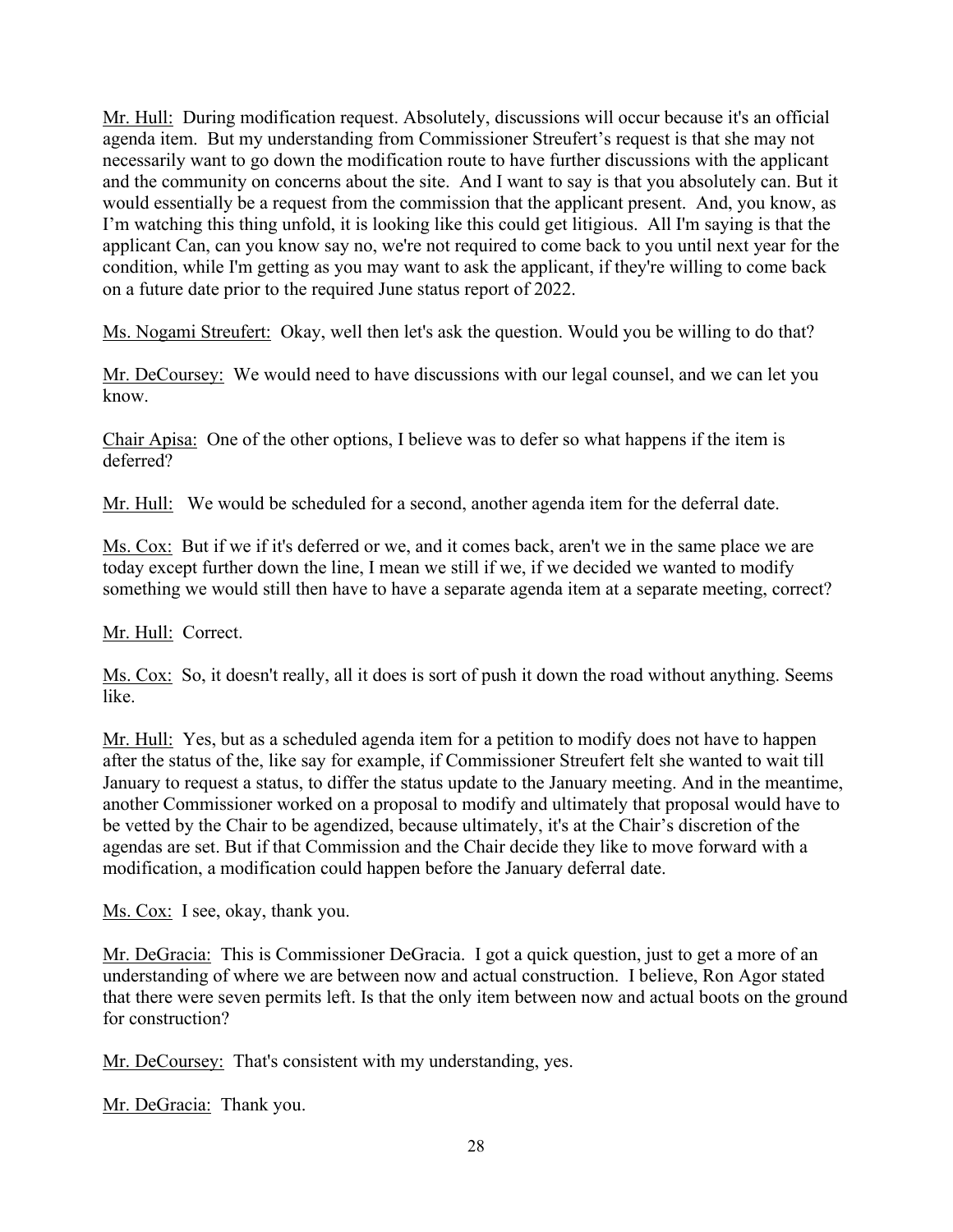Mr. Hull: During modification request. Absolutely, discussions will occur because it's an official agenda item. But my understanding from Commissioner Streufert's request is that she may not necessarily want to go down the modification route to have further discussions with the applicant and the community on concerns about the site. And I want to say is that you absolutely can. But it would essentially be a request from the commission that the applicant present. And, you know, as I'm watching this thing unfold, it is looking like this could get litigious. All I'm saying is that the applicant Can, can you know say no, we're not required to come back to you until next year for the condition, while I'm getting as you may want to ask the applicant, if they're willing to come back on a future date prior to the required June status report of 2022.

Ms. Nogami Streufert: Okay, well then let's ask the question. Would you be willing to do that?

Mr. DeCoursey: We would need to have discussions with our legal counsel, and we can let you know.

Chair Apisa: One of the other options, I believe was to defer so what happens if the item is deferred?

Mr. Hull: We would be scheduled for a second, another agenda item for the deferral date.

Ms. Cox: But if we if it's deferred or we, and it comes back, aren't we in the same place we are today except further down the line, I mean we still if we, if we decided we wanted to modify something we would still then have to have a separate agenda item at a separate meeting, correct?

Mr. Hull: Correct.

Ms. Cox: So, it doesn't really, all it does is sort of push it down the road without anything. Seems like.

Mr. Hull: Yes, but as a scheduled agenda item for a petition to modify does not have to happen after the status of the, like say for example, if Commissioner Streufert felt she wanted to wait till January to request a status, to differ the status update to the January meeting. And in the meantime, another Commissioner worked on a proposal to modify and ultimately that proposal would have to be vetted by the Chair to be agendized, because ultimately, it's at the Chair's discretion of the agendas are set. But if that Commission and the Chair decide they like to move forward with a modification, a modification could happen before the January deferral date.

Ms. Cox: I see, okay, thank you.

Mr. DeGracia: This is Commissioner DeGracia. I got a quick question, just to get a more of an understanding of where we are between now and actual construction. I believe, Ron Agor stated that there were seven permits left. Is that the only item between now and actual boots on the ground for construction?

Mr. DeCoursey: That's consistent with my understanding, yes.

Mr. DeGracia: Thank you.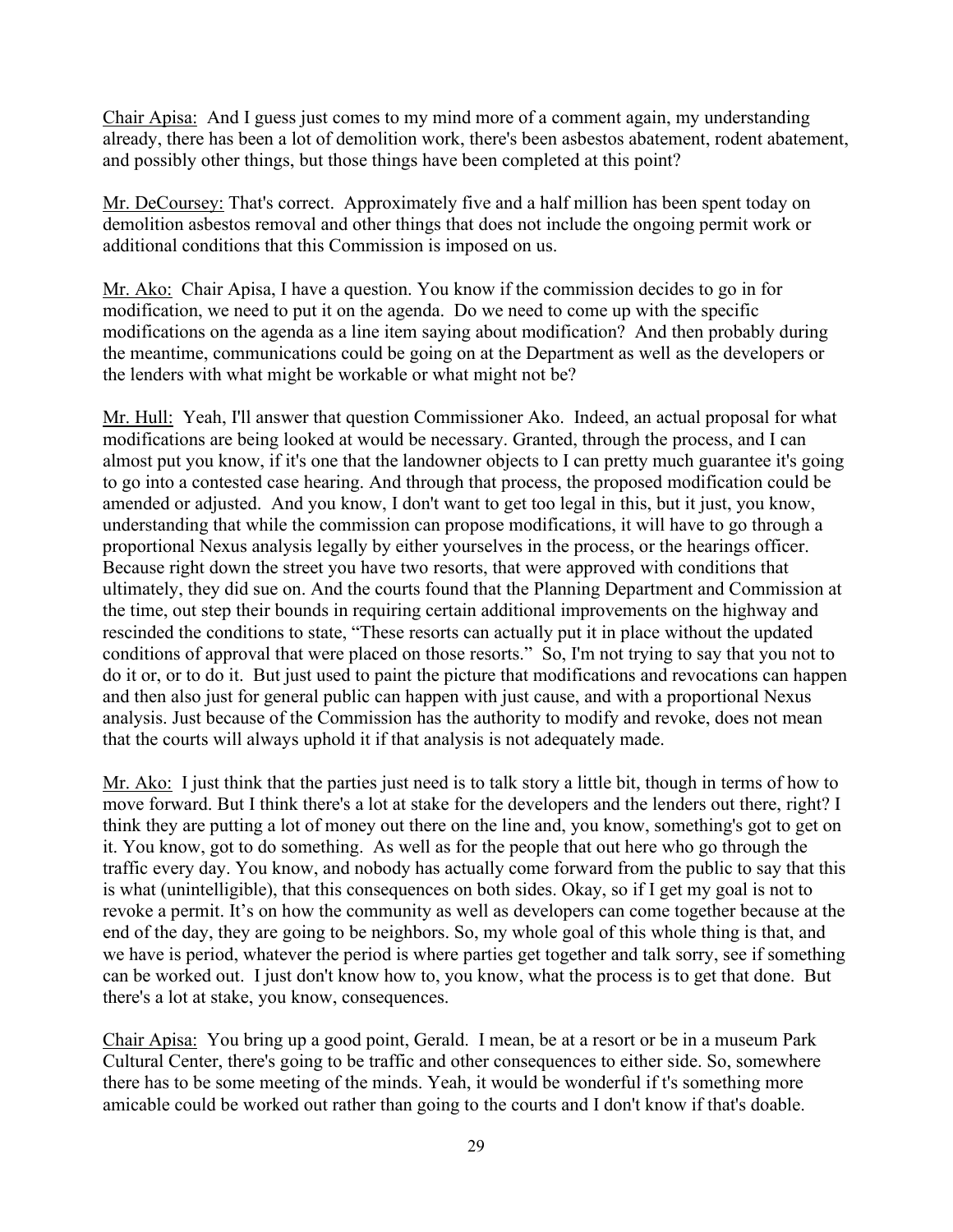Chair Apisa: And I guess just comes to my mind more of a comment again, my understanding already, there has been a lot of demolition work, there's been asbestos abatement, rodent abatement, and possibly other things, but those things have been completed at this point?

Mr. DeCoursey: That's correct. Approximately five and a half million has been spent today on demolition asbestos removal and other things that does not include the ongoing permit work or additional conditions that this Commission is imposed on us.

Mr. Ako: Chair Apisa, I have a question. You know if the commission decides to go in for modification, we need to put it on the agenda. Do we need to come up with the specific modifications on the agenda as a line item saying about modification? And then probably during the meantime, communications could be going on at the Department as well as the developers or the lenders with what might be workable or what might not be?

Mr. Hull: Yeah, I'll answer that question Commissioner Ako. Indeed, an actual proposal for what modifications are being looked at would be necessary. Granted, through the process, and I can almost put you know, if it's one that the landowner objects to I can pretty much guarantee it's going to go into a contested case hearing. And through that process, the proposed modification could be amended or adjusted. And you know, I don't want to get too legal in this, but it just, you know, understanding that while the commission can propose modifications, it will have to go through a proportional Nexus analysis legally by either yourselves in the process, or the hearings officer. Because right down the street you have two resorts, that were approved with conditions that ultimately, they did sue on. And the courts found that the Planning Department and Commission at the time, out step their bounds in requiring certain additional improvements on the highway and rescinded the conditions to state, "These resorts can actually put it in place without the updated conditions of approval that were placed on those resorts." So, I'm not trying to say that you not to do it or, or to do it. But just used to paint the picture that modifications and revocations can happen and then also just for general public can happen with just cause, and with a proportional Nexus analysis. Just because of the Commission has the authority to modify and revoke, does not mean that the courts will always uphold it if that analysis is not adequately made.

Mr. Ako: I just think that the parties just need is to talk story a little bit, though in terms of how to move forward. But I think there's a lot at stake for the developers and the lenders out there, right? I think they are putting a lot of money out there on the line and, you know, something's got to get on it. You know, got to do something. As well as for the people that out here who go through the traffic every day. You know, and nobody has actually come forward from the public to say that this is what (unintelligible), that this consequences on both sides. Okay, so if I get my goal is not to revoke a permit. It's on how the community as well as developers can come together because at the end of the day, they are going to be neighbors. So, my whole goal of this whole thing is that, and we have is period, whatever the period is where parties get together and talk sorry, see if something can be worked out. I just don't know how to, you know, what the process is to get that done. But there's a lot at stake, you know, consequences.

Chair Apisa: You bring up a good point, Gerald. I mean, be at a resort or be in a museum Park Cultural Center, there's going to be traffic and other consequences to either side. So, somewhere there has to be some meeting of the minds. Yeah, it would be wonderful if t's something more amicable could be worked out rather than going to the courts and I don't know if that's doable.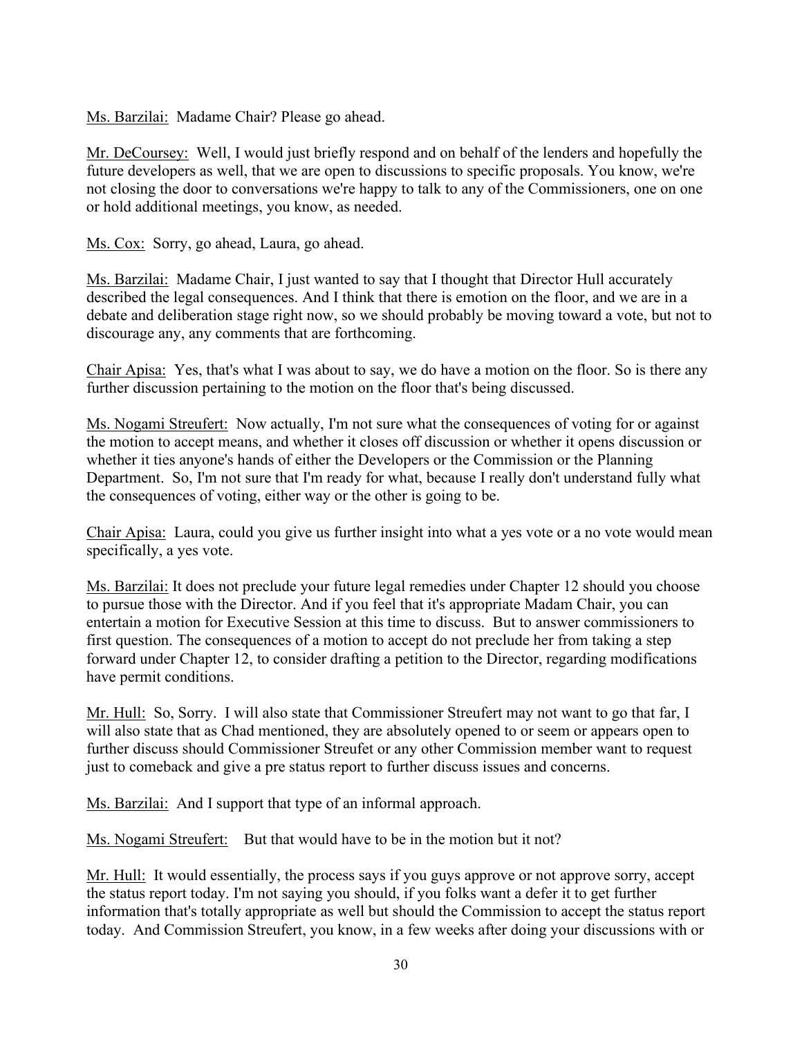Ms. Barzilai: Madame Chair? Please go ahead.

Mr. DeCoursey: Well, I would just briefly respond and on behalf of the lenders and hopefully the future developers as well, that we are open to discussions to specific proposals. You know, we're not closing the door to conversations we're happy to talk to any of the Commissioners, one on one or hold additional meetings, you know, as needed.

Ms. Cox: Sorry, go ahead, Laura, go ahead.

Ms. Barzilai: Madame Chair, I just wanted to say that I thought that Director Hull accurately described the legal consequences. And I think that there is emotion on the floor, and we are in a debate and deliberation stage right now, so we should probably be moving toward a vote, but not to discourage any, any comments that are forthcoming.

Chair Apisa: Yes, that's what I was about to say, we do have a motion on the floor. So is there any further discussion pertaining to the motion on the floor that's being discussed.

Ms. Nogami Streufert: Now actually, I'm not sure what the consequences of voting for or against the motion to accept means, and whether it closes off discussion or whether it opens discussion or whether it ties anyone's hands of either the Developers or the Commission or the Planning Department. So, I'm not sure that I'm ready for what, because I really don't understand fully what the consequences of voting, either way or the other is going to be.

Chair Apisa: Laura, could you give us further insight into what a yes vote or a no vote would mean specifically, a yes vote.

Ms. Barzilai: It does not preclude your future legal remedies under Chapter 12 should you choose to pursue those with the Director. And if you feel that it's appropriate Madam Chair, you can entertain a motion for Executive Session at this time to discuss. But to answer commissioners to first question. The consequences of a motion to accept do not preclude her from taking a step forward under Chapter 12, to consider drafting a petition to the Director, regarding modifications have permit conditions.

Mr. Hull: So, Sorry. I will also state that Commissioner Streufert may not want to go that far, I will also state that as Chad mentioned, they are absolutely opened to or seem or appears open to further discuss should Commissioner Streufet or any other Commission member want to request just to comeback and give a pre status report to further discuss issues and concerns.

Ms. Barzilai: And I support that type of an informal approach.

Ms. Nogami Streufert: But that would have to be in the motion but it not?

Mr. Hull: It would essentially, the process says if you guys approve or not approve sorry, accept the status report today. I'm not saying you should, if you folks want a defer it to get further information that's totally appropriate as well but should the Commission to accept the status report today. And Commission Streufert, you know, in a few weeks after doing your discussions with or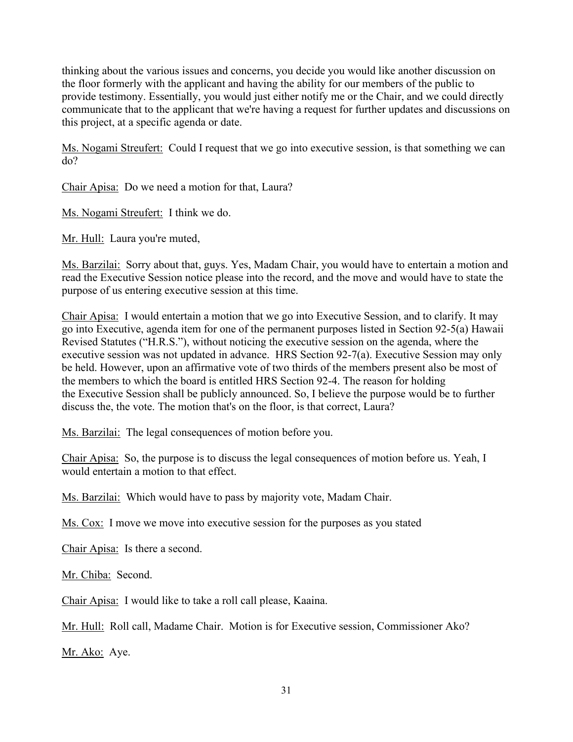thinking about the various issues and concerns, you decide you would like another discussion on the floor formerly with the applicant and having the ability for our members of the public to provide testimony. Essentially, you would just either notify me or the Chair, and we could directly communicate that to the applicant that we're having a request for further updates and discussions on this project, at a specific agenda or date.

Ms. Nogami Streufert: Could I request that we go into executive session, is that something we can do?

Chair Apisa: Do we need a motion for that, Laura?

Ms. Nogami Streufert: I think we do.

Mr. Hull: Laura you're muted,

Ms. Barzilai: Sorry about that, guys. Yes, Madam Chair, you would have to entertain a motion and read the Executive Session notice please into the record, and the move and would have to state the purpose of us entering executive session at this time.

Chair Apisa: I would entertain a motion that we go into Executive Session, and to clarify. It may go into Executive, agenda item for one of the permanent purposes listed in Section 92-5(a) Hawaii Revised Statutes ("H.R.S."), without noticing the executive session on the agenda, where the executive session was not updated in advance. HRS Section 92-7(a). Executive Session may only be held. However, upon an affirmative vote of two thirds of the members present also be most of the members to which the board is entitled HRS Section 92-4. The reason for holding the Executive Session shall be publicly announced. So, I believe the purpose would be to further discuss the, the vote. The motion that's on the floor, is that correct, Laura?

Ms. Barzilai: The legal consequences of motion before you.

Chair Apisa: So, the purpose is to discuss the legal consequences of motion before us. Yeah, I would entertain a motion to that effect.

Ms. Barzilai: Which would have to pass by majority vote, Madam Chair.

Ms. Cox: I move we move into executive session for the purposes as you stated

Chair Apisa: Is there a second.

Mr. Chiba: Second.

Chair Apisa: I would like to take a roll call please, Kaaina.

Mr. Hull: Roll call, Madame Chair. Motion is for Executive session, Commissioner Ako?

Mr. Ako: Aye.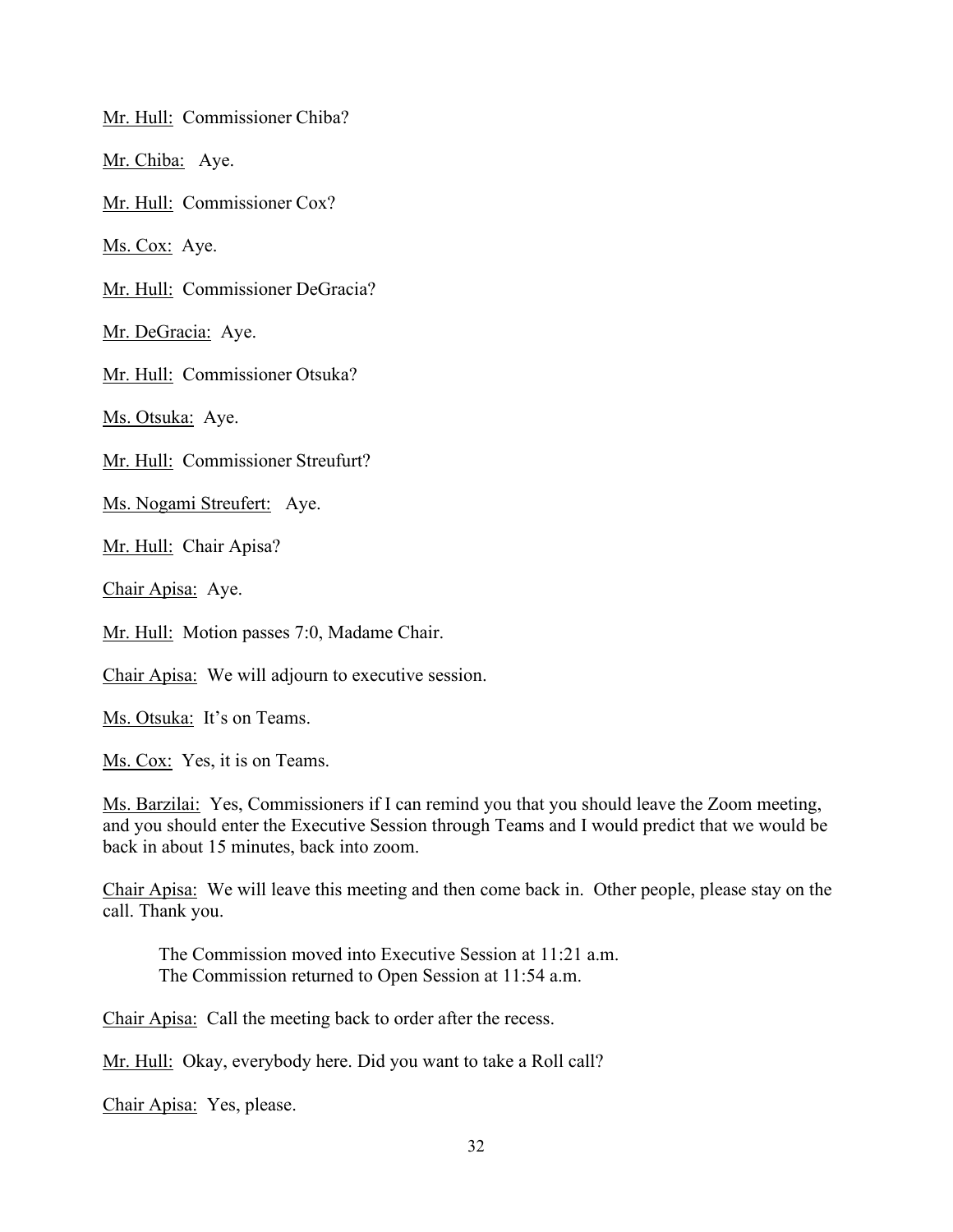Mr. Hull: Commissioner Chiba?

Mr. Chiba: Aye.

Mr. Hull: Commissioner Cox?

Ms. Cox: Aye.

Mr. Hull: Commissioner DeGracia?

Mr. DeGracia: Aye.

Mr. Hull: Commissioner Otsuka?

Ms. Otsuka: Aye.

Mr. Hull: Commissioner Streufurt?

Ms. Nogami Streufert: Aye.

Mr. Hull: Chair Apisa?

Chair Apisa: Aye.

Mr. Hull: Motion passes 7:0, Madame Chair.

Chair Apisa: We will adjourn to executive session.

Ms. Otsuka: It's on Teams.

Ms. Cox: Yes, it is on Teams.

Ms. Barzilai: Yes, Commissioners if I can remind you that you should leave the Zoom meeting, and you should enter the Executive Session through Teams and I would predict that we would be back in about 15 minutes, back into zoom.

Chair Apisa: We will leave this meeting and then come back in. Other people, please stay on the call. Thank you.

> The Commission moved into Executive Session at 11:21 a.m.
> The Commission returned to Open Session at 11:54 a.m.

Chair Apisa: Call the meeting back to order after the recess.

Mr. Hull: Okay, everybody here. Did you want to take a Roll call?

Chair Apisa: Yes, please.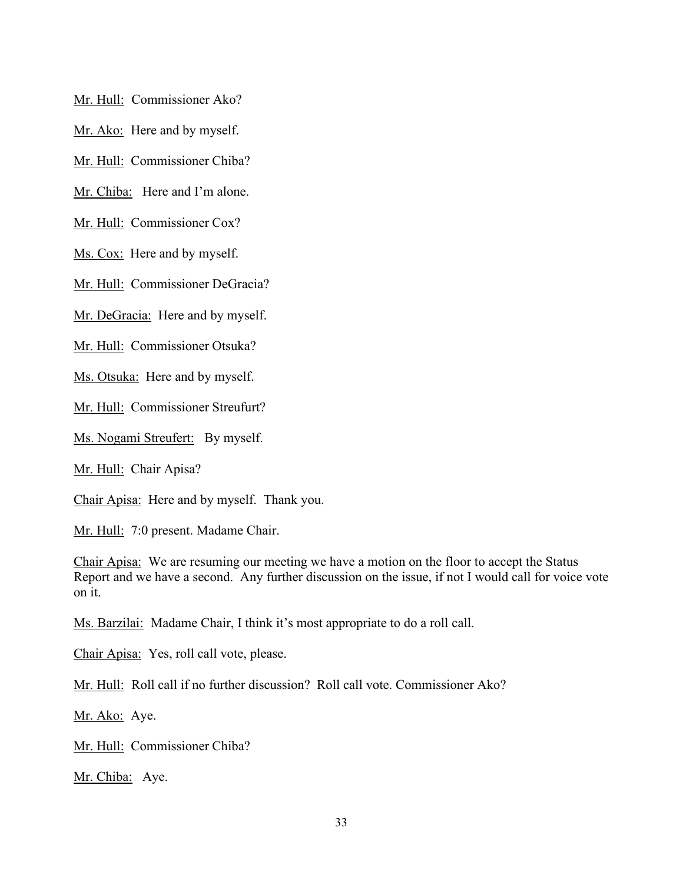Mr. Hull: Commissioner Ako?

Mr. Ako: Here and by myself.

Mr. Hull: Commissioner Chiba?

Mr. Chiba: Here and I'm alone.

Mr. Hull: Commissioner Cox?

Ms. Cox: Here and by myself.

Mr. Hull: Commissioner DeGracia?

Mr. DeGracia: Here and by myself.

Mr. Hull: Commissioner Otsuka?

Ms. Otsuka: Here and by myself.

Mr. Hull: Commissioner Streufurt?

Ms. Nogami Streufert: By myself.

Mr. Hull: Chair Apisa?

Chair Apisa: Here and by myself. Thank you.

Mr. Hull: 7:0 present. Madame Chair.

Chair Apisa: We are resuming our meeting we have a motion on the floor to accept the Status Report and we have a second. Any further discussion on the issue, if not I would call for voice vote on it.

Ms. Barzilai: Madame Chair, I think it's most appropriate to do a roll call.

Chair Apisa: Yes, roll call vote, please.

Mr. Hull: Roll call if no further discussion? Roll call vote. Commissioner Ako?

Mr. Ako: Aye.

Mr. Hull: Commissioner Chiba?

Mr. Chiba: Aye.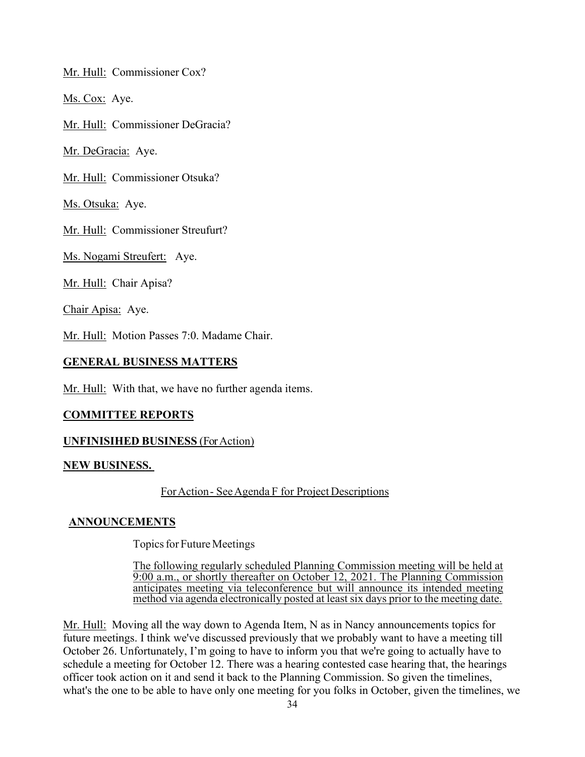Mr. Hull: Commissioner Cox?

Ms. Cox: Aye.

Mr. Hull: Commissioner DeGracia?

Mr. DeGracia: Aye.

Mr. Hull: Commissioner Otsuka?

Ms. Otsuka: Aye.

Mr. Hull: Commissioner Streufurt?

Ms. Nogami Streufert: Aye.

Mr. Hull: Chair Apisa?

Chair Apisa: Aye.

Mr. Hull: Motion Passes 7:0. Madame Chair.

## GENERAL BUSINESS MATTERS

Mr. Hull: With that, we have no further agenda items.

## COMMITTEE REPORTS

## UNFINISIHED BUSINESS (For Action)

## NEW BUSINESS.

For Action - See Agenda F for Project Descriptions

## ANNOUNCEMENTS

Topics for Future Meetings

The following regularly scheduled Planning Commission meeting will be held at 9:00 a.m., or shortly thereafter on October 12, 2021. The Planning Commission anticipates meeting via teleconference but will announce its intended meeting method via agenda electronically posted at least six days prior to the meeting date.

Mr. Hull: Moving all the way down to Agenda Item, N as in Nancy announcements topics for future meetings. I think we've discussed previously that we probably want to have a meeting till October 26. Unfortunately, I'm going to have to inform you that we're going to actually have to schedule a meeting for October 12. There was a hearing contested case hearing that, the hearings officer took action on it and send it back to the Planning Commission. So given the timelines, what's the one to be able to have only one meeting for you folks in October, given the timelines, we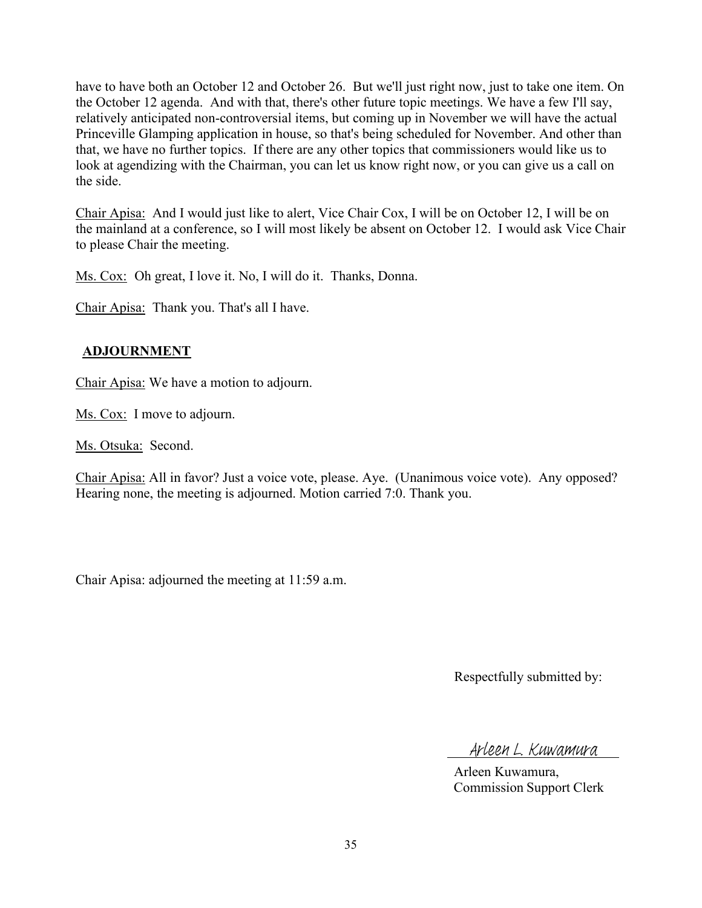have to have both an October 12 and October 26. But we'll just right now, just to take one item. On the October 12 agenda. And with that, there's other future topic meetings. We have a few I'll say, relatively anticipated non-controversial items, but coming up in November we will have the actual Princeville Glamping application in house, so that's being scheduled for November. And other than that, we have no further topics. If there are any other topics that commissioners would like us to look at agendizing with the Chairman, you can let us know right now, or you can give us a call on the side.

Chair Apisa: And I would just like to alert, Vice Chair Cox, I will be on October 12, I will be on the mainland at a conference, so I will most likely be absent on October 12. I would ask Vice Chair to please Chair the meeting.

Ms. Cox: Oh great, I love it. No, I will do it. Thanks, Donna.

Chair Apisa: Thank you. That's all I have.

## ADJOURNMENT

Chair Apisa: We have a motion to adjourn.

Ms. Cox: I move to adjourn.

Ms. Otsuka: Second.

Chair Apisa: All in favor? Just a voice vote, please. Aye. (Unanimous voice vote). Any opposed? Hearing none, the meeting is adjourned. Motion carried 7:0. Thank you.

Chair Apisa: adjourned the meeting at 11:59 a.m.

Respectfully submitted by:

Arleen L. Kuwamura

Arleen Kuwamura,
Commission Support Clerk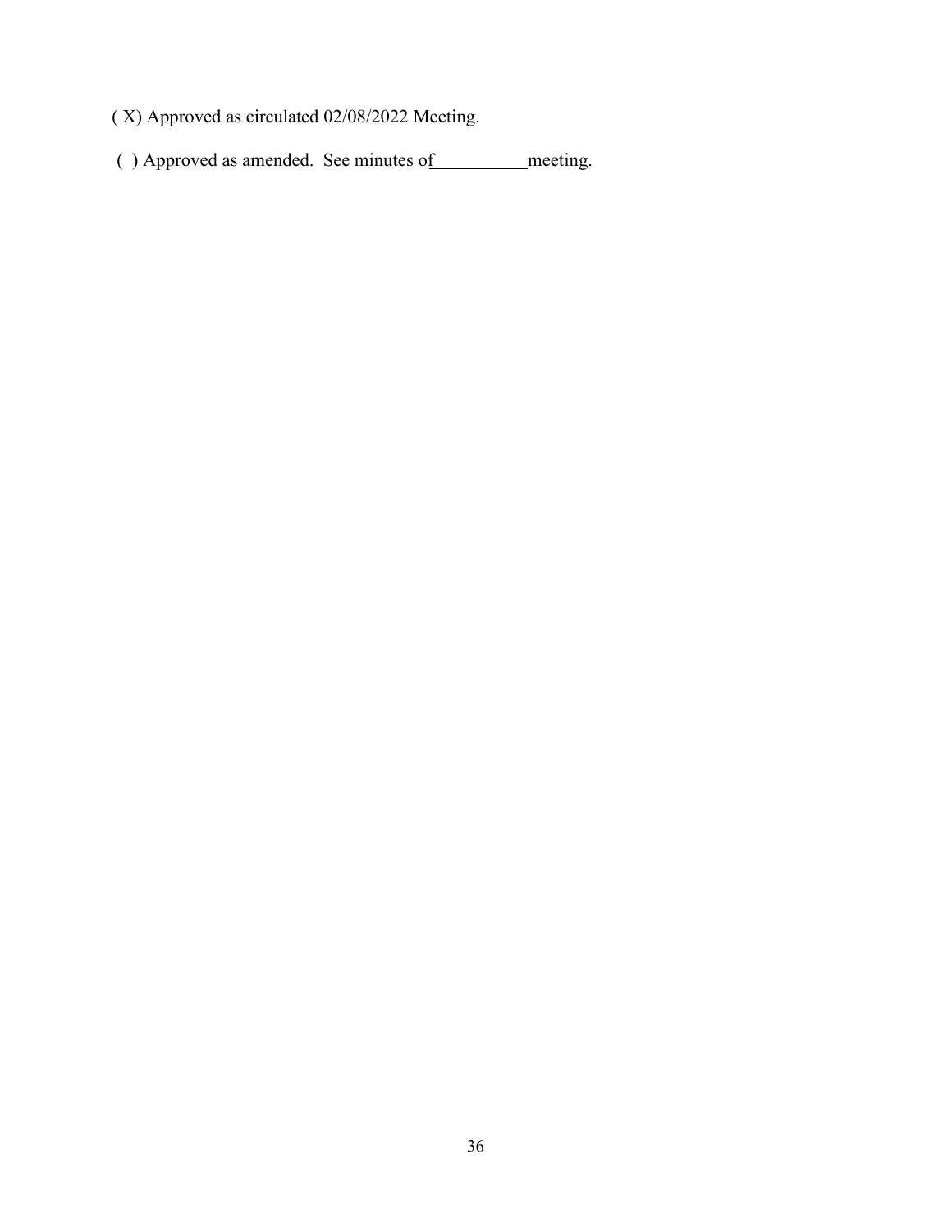( X) Approved as circulated 02/08/2022 Meeting.

( ) Approved as amended. See minutes of__________meeting.